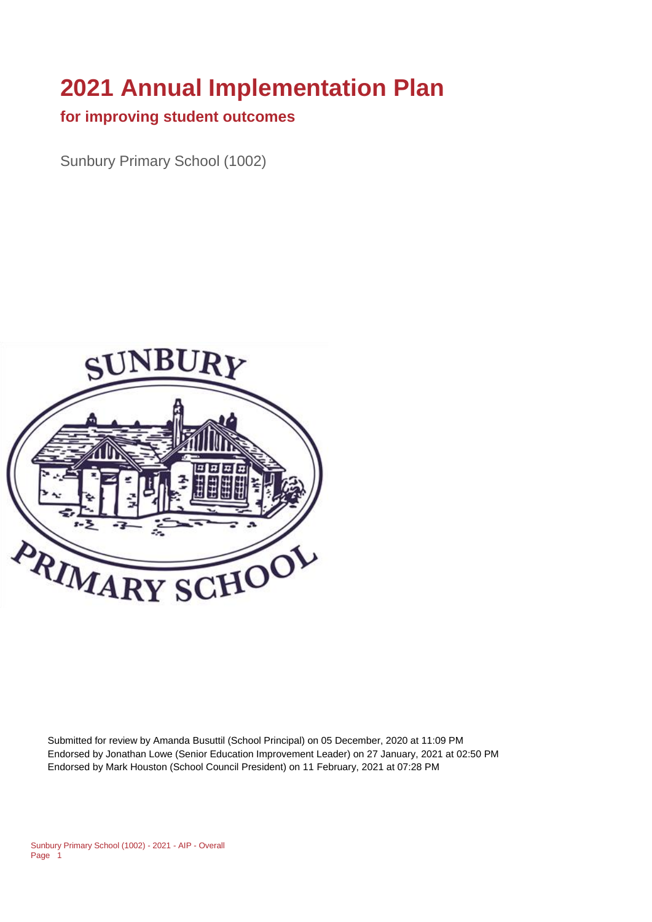# 2021 Annual Implementation Plan

## for improving student outcomes

Sunbury Primary School (1002)

Submitted for review by Amanda Busuttil (School Principal) on 05 December, 2020 at 11:09 PM
Endorsed by Jonathan Lowe (Senior Education Improvement Leader) on 27 January, 2021 at 02:50 PM
Endorsed by Mark Houston (School Council President) on 11 February, 2021 at 07:28 PM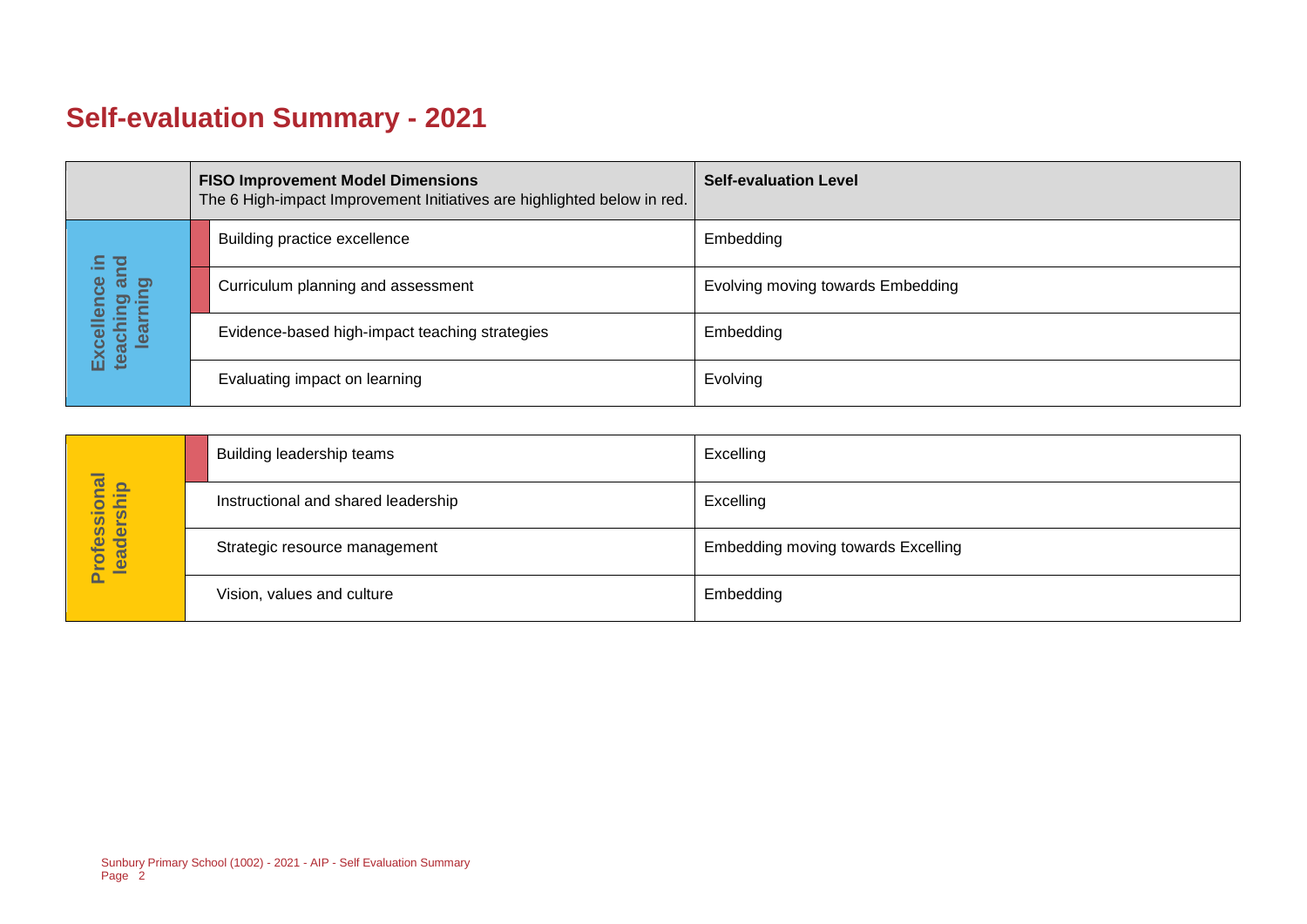# Self-evaluation Summary - 2021

| | FISO Improvement Model Dimensions<br>The 6 High-impact Improvement Initiatives are highlighted below in red. | Self-evaluation Level |
|---|---|---|
| Excellence in teaching and learning | Building practice excellence | Embedding |
| | Curriculum planning and assessment | Evolving moving towards Embedding |
| | Evidence-based high-impact teaching strategies | Embedding |
| | Evaluating impact on learning | Evolving |

| | | |
|---|---|---|
| Professional leadership | Building leadership teams | Excelling |
| | Instructional and shared leadership | Excelling |
| | Strategic resource management | Embedding moving towards Excelling |
| | Vision, values and culture | Embedding |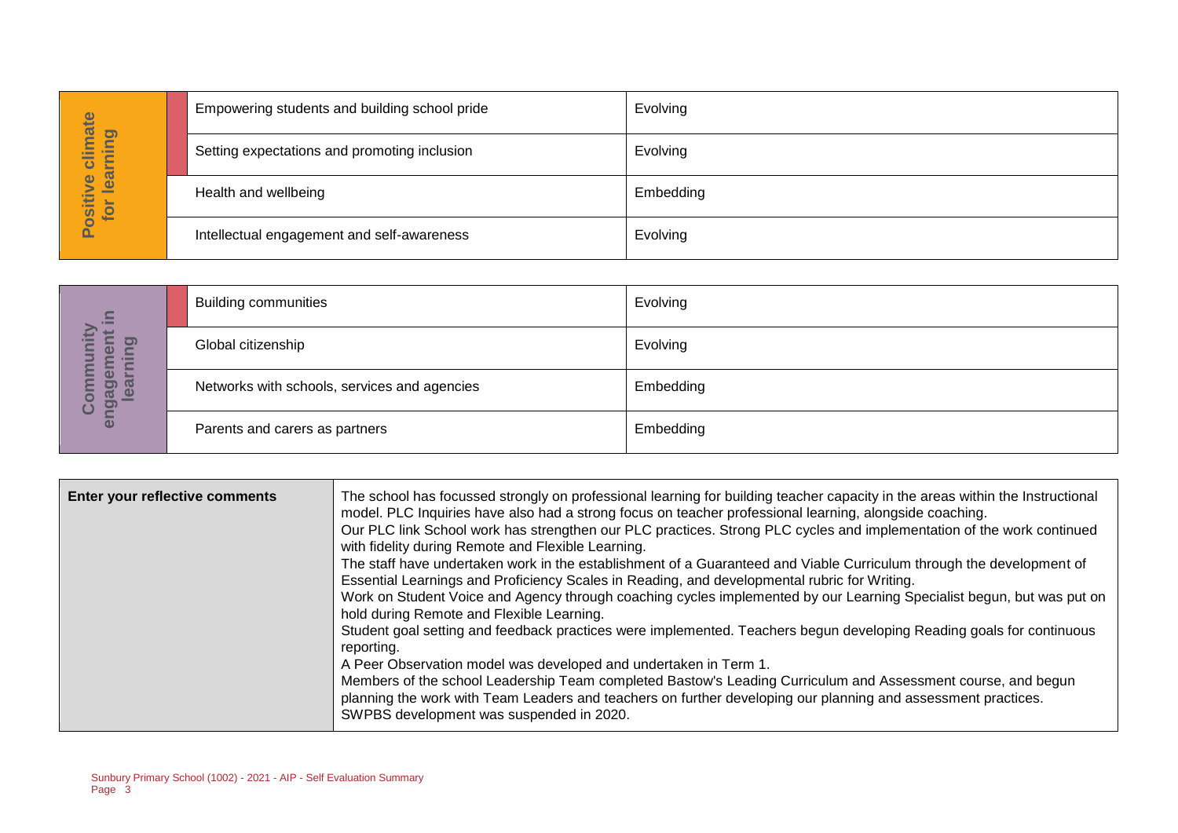| Positive climate for learning | |
|---|---|
| Empowering students and building school pride | Evolving |
| Setting expectations and promoting inclusion | Evolving |
| Health and wellbeing | Embedding |
| Intellectual engagement and self-awareness | Evolving |

| Community engagement in learning | |
|---|---|
| Building communities | Evolving |
| Global citizenship | Evolving |
| Networks with schools, services and agencies | Embedding |
| Parents and carers as partners | Embedding |

| **Enter your reflective comments** | The school has focussed strongly on professional learning for building teacher capacity in the areas within the Instructional model. PLC Inquiries have also had a strong focus on teacher professional learning, alongside coaching.<br>Our PLC link School work has strengthen our PLC practices. Strong PLC cycles and implementation of the work continued with fidelity during Remote and Flexible Learning.<br>The staff have undertaken work in the establishment of a Guaranteed and Viable Curriculum through the development of Essential Learnings and Proficiency Scales in Reading, and developmental rubric for Writing.<br>Work on Student Voice and Agency through coaching cycles implemented by our Learning Specialist begun, but was put on hold during Remote and Flexible Learning.<br>Student goal setting and feedback practices were implemented. Teachers begun developing Reading goals for continuous reporting.<br>A Peer Observation model was developed and undertaken in Term 1.<br>Members of the school Leadership Team completed Bastow's Leading Curriculum and Assessment course, and begun planning the work with Team Leaders and teachers on further developing our planning and assessment practices.<br>SWPBS development was suspended in 2020. |
|---|---|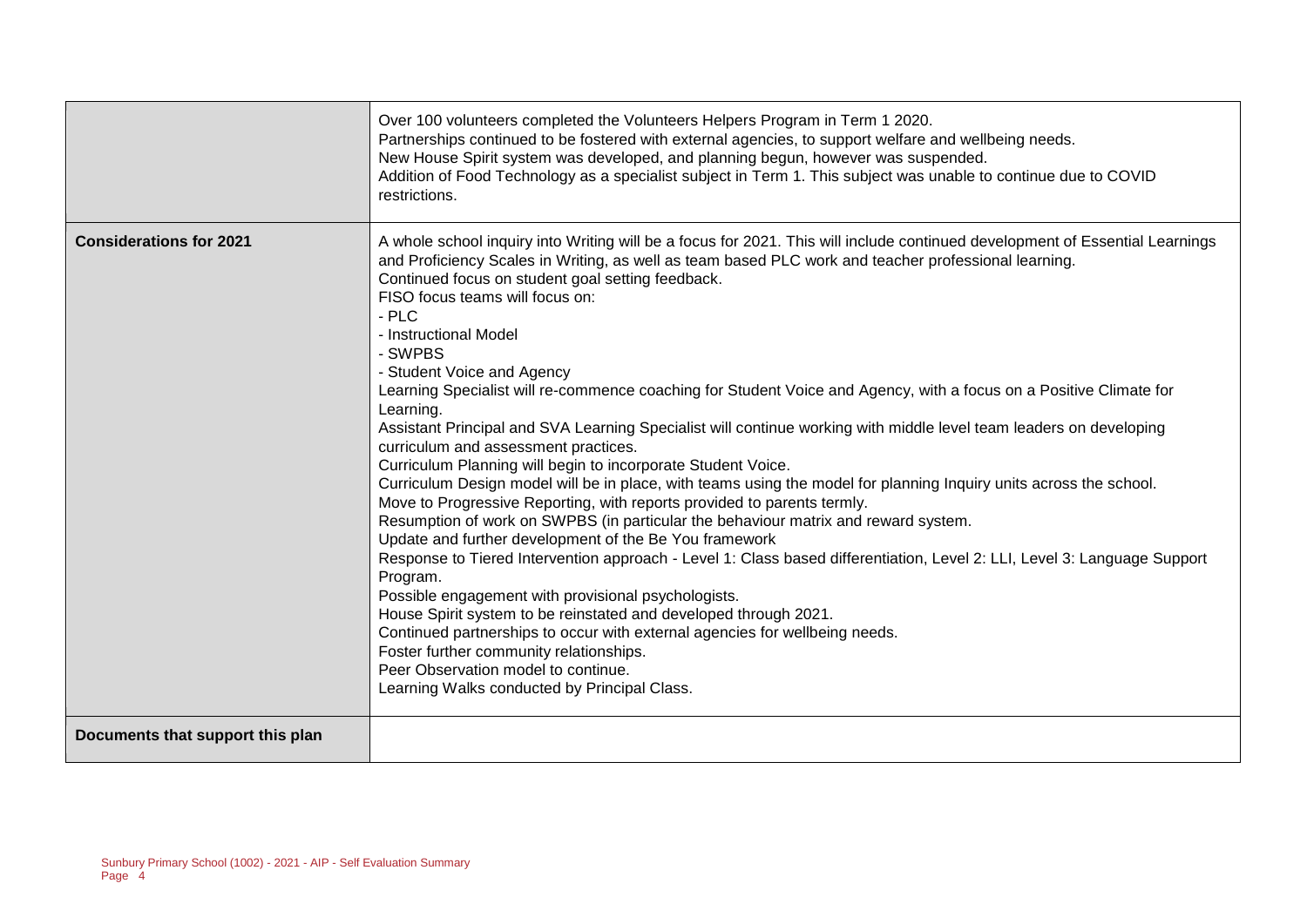| | |
|---|---|
| | Over 100 volunteers completed the Volunteers Helpers Program in Term 1 2020.<br>Partnerships continued to be fostered with external agencies, to support welfare and wellbeing needs.<br>New House Spirit system was developed, and planning begun, however was suspended.<br>Addition of Food Technology as a specialist subject in Term 1. This subject was unable to continue due to COVID restrictions. |
| **Considerations for 2021** | A whole school inquiry into Writing will be a focus for 2021. This will include continued development of Essential Learnings and Proficiency Scales in Writing, as well as team based PLC work and teacher professional learning.<br>Continued focus on student goal setting feedback.<br>FISO focus teams will focus on:<br>- PLC<br>- Instructional Model<br>- SWPBS<br>- Student Voice and Agency<br>Learning Specialist will re-commence coaching for Student Voice and Agency, with a focus on a Positive Climate for Learning.<br>Assistant Principal and SVA Learning Specialist will continue working with middle level team leaders on developing curriculum and assessment practices.<br>Curriculum Planning will begin to incorporate Student Voice.<br>Curriculum Design model will be in place, with teams using the model for planning Inquiry units across the school.<br>Move to Progressive Reporting, with reports provided to parents termly.<br>Resumption of work on SWPBS (in particular the behaviour matrix and reward system.<br>Update and further development of the Be You framework<br>Response to Tiered Intervention approach - Level 1: Class based differentiation, Level 2: LLI, Level 3: Language Support Program.<br>Possible engagement with provisional psychologists.<br>House Spirit system to be reinstated and developed through 2021.<br>Continued partnerships to occur with external agencies for wellbeing needs.<br>Foster further community relationships.<br>Peer Observation model to continue.<br>Learning Walks conducted by Principal Class. |
| **Documents that support this plan** | |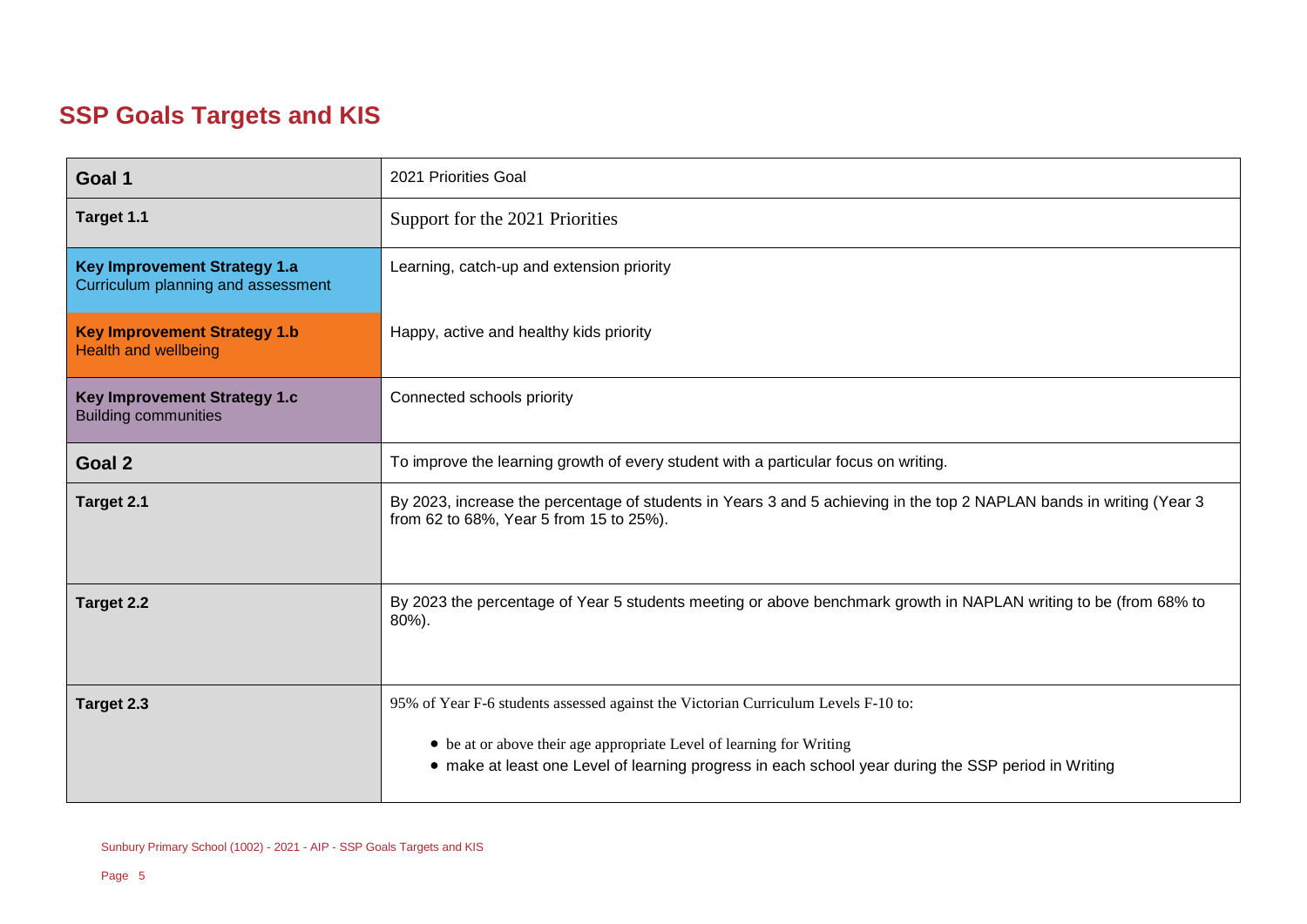## SSP Goals Targets and KIS

| | |
|---|---|
| **Goal 1** | 2021 Priorities Goal |
| **Target 1.1** | Support for the 2021 Priorities |
| **Key Improvement Strategy 1.a** Curriculum planning and assessment | Learning, catch-up and extension priority |
| **Key Improvement Strategy 1.b** Health and wellbeing | Happy, active and healthy kids priority |
| **Key Improvement Strategy 1.c** Building communities | Connected schools priority |
| **Goal 2** | To improve the learning growth of every student with a particular focus on writing. |
| **Target 2.1** | By 2023, increase the percentage of students in Years 3 and 5 achieving in the top 2 NAPLAN bands in writing (Year 3 from 62 to 68%, Year 5 from 15 to 25%). |
| **Target 2.2** | By 2023 the percentage of Year 5 students meeting or above benchmark growth in NAPLAN writing to be (from 68% to 80%). |
| **Target 2.3** | 95% of Year F-6 students assessed against the Victorian Curriculum Levels F-10 to:<br>• be at or above their age appropriate Level of learning for Writing<br>• make at least one Level of learning progress in each school year during the SSP period in Writing |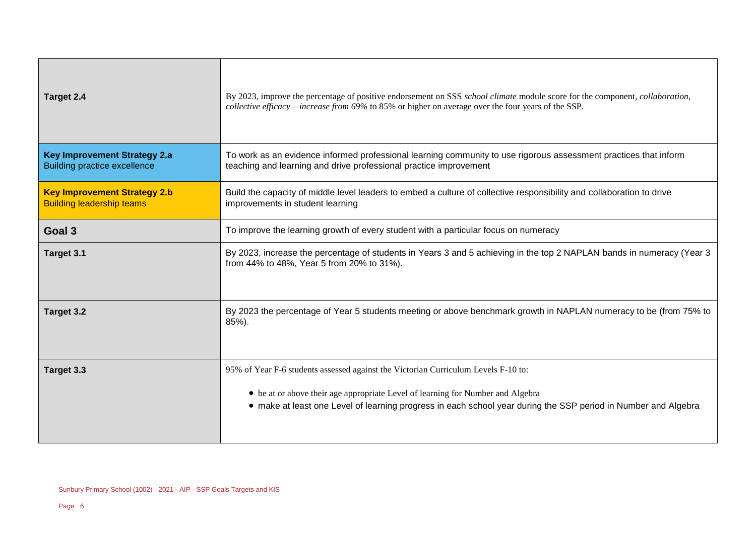| | |
|---|---|
| **Target 2.4** | By 2023, improve the percentage of positive endorsement on SSS *school climate* module score for the component, *collaboration, collective efficacy – increase from 69%* to 85% or higher on average over the four years of the SSP. |
| **Key Improvement Strategy 2.a**<br>Building practice excellence | To work as an evidence informed professional learning community to use rigorous assessment practices that inform teaching and learning and drive professional practice improvement |
| **Key Improvement Strategy 2.b**<br>Building leadership teams | Build the capacity of middle level leaders to embed a culture of collective responsibility and collaboration to drive improvements in student learning |
| **Goal 3** | To improve the learning growth of every student with a particular focus on numeracy |
| **Target 3.1** | By 2023, increase the percentage of students in Years 3 and 5 achieving in the top 2 NAPLAN bands in numeracy (Year 3 from 44% to 48%, Year 5 from 20% to 31%). |
| **Target 3.2** | By 2023 the percentage of Year 5 students meeting or above benchmark growth in NAPLAN numeracy to be (from 75% to 85%). |
| **Target 3.3** | 95% of Year F-6 students assessed against the Victorian Curriculum Levels F-10 to:<br>• be at or above their age appropriate Level of learning for Number and Algebra<br>• make at least one Level of learning progress in each school year during the SSP period in Number and Algebra |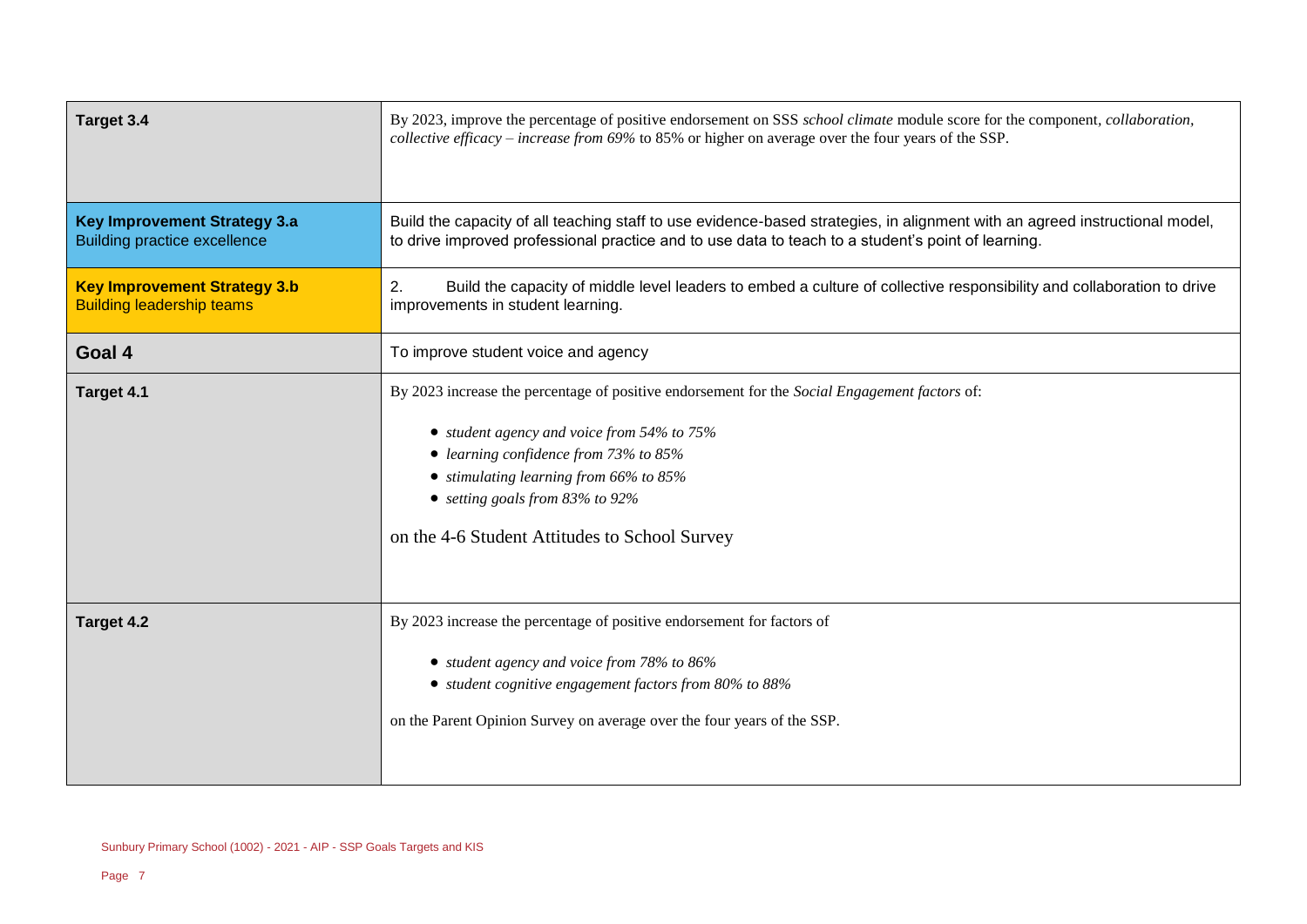| | |
|---|---|
| **Target 3.4** | By 2023, improve the percentage of positive endorsement on SSS *school climate* module score for the component, *collaboration, collective efficacy – increase from 69%* to 85% or higher on average over the four years of the SSP. |
| **Key Improvement Strategy 3.a**<br>Building practice excellence | Build the capacity of all teaching staff to use evidence-based strategies, in alignment with an agreed instructional model, to drive improved professional practice and to use data to teach to a student's point of learning. |
| **Key Improvement Strategy 3.b**<br>Building leadership teams | 2. Build the capacity of middle level leaders to embed a culture of collective responsibility and collaboration to drive improvements in student learning. |
| **Goal 4** | To improve student voice and agency |
| **Target 4.1** | By 2023 increase the percentage of positive endorsement for the *Social Engagement factors* of:<br><br>• *student agency and voice from 54% to 75%*<br>• *learning confidence from 73% to 85%*<br>• *stimulating learning from 66% to 85%*<br>• *setting goals from 83% to 92%*<br><br>on the 4-6 Student Attitudes to School Survey |
| **Target 4.2** | By 2023 increase the percentage of positive endorsement for factors of<br><br>• *student agency and voice from 78% to 86%*<br>• *student cognitive engagement factors from 80% to 88%*<br><br>on the Parent Opinion Survey on average over the four years of the SSP. |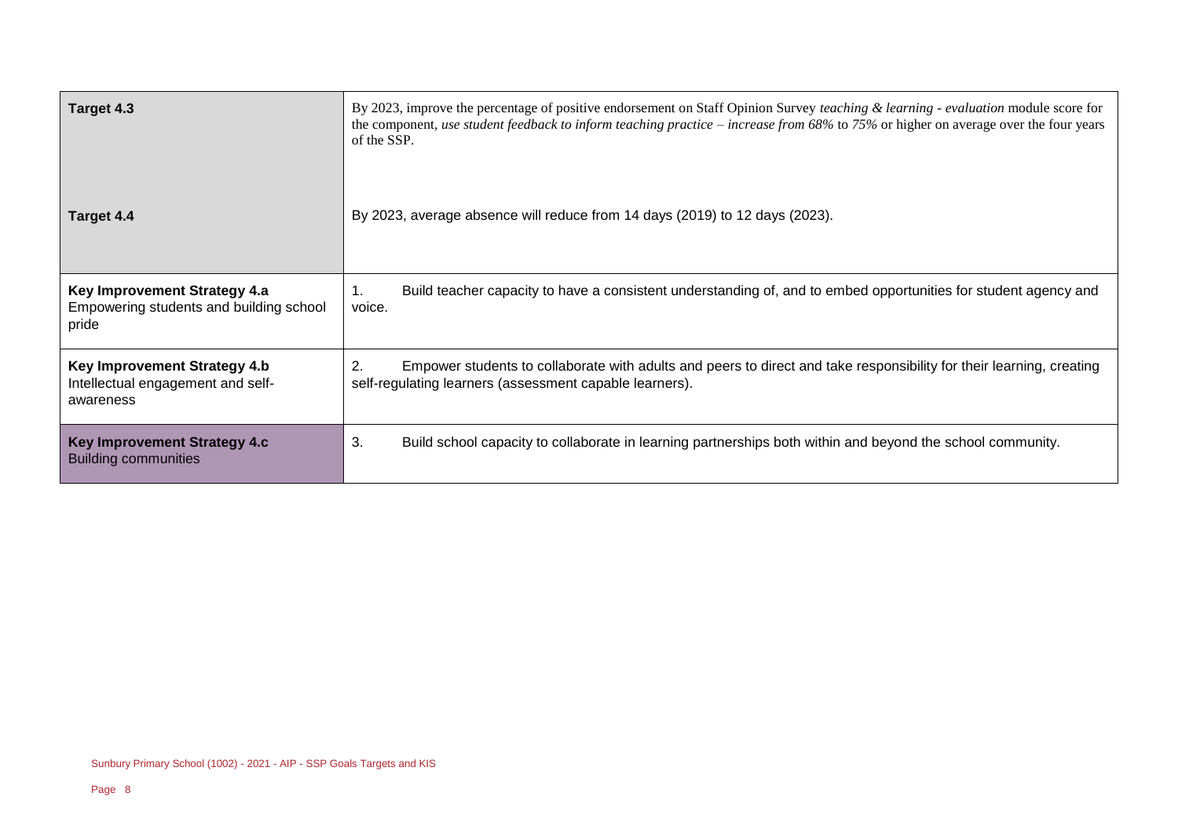| | |
|---|---|
| **Target 4.3** | By 2023, improve the percentage of positive endorsement on Staff Opinion Survey *teaching & learning - evaluation* module score for the component, *use student feedback to inform teaching practice – increase from 68%* to *75%* or higher on average over the four years of the SSP. |
| **Target 4.4** | By 2023, average absence will reduce from 14 days (2019) to 12 days (2023). |
| **Key Improvement Strategy 4.a** Empowering students and building school pride | 1. Build teacher capacity to have a consistent understanding of, and to embed opportunities for student agency and voice. |
| **Key Improvement Strategy 4.b** Intellectual engagement and self-awareness | 2. Empower students to collaborate with adults and peers to direct and take responsibility for their learning, creating self-regulating learners (assessment capable learners). |
| **Key Improvement Strategy 4.c** Building communities | 3. Build school capacity to collaborate in learning partnerships both within and beyond the school community. |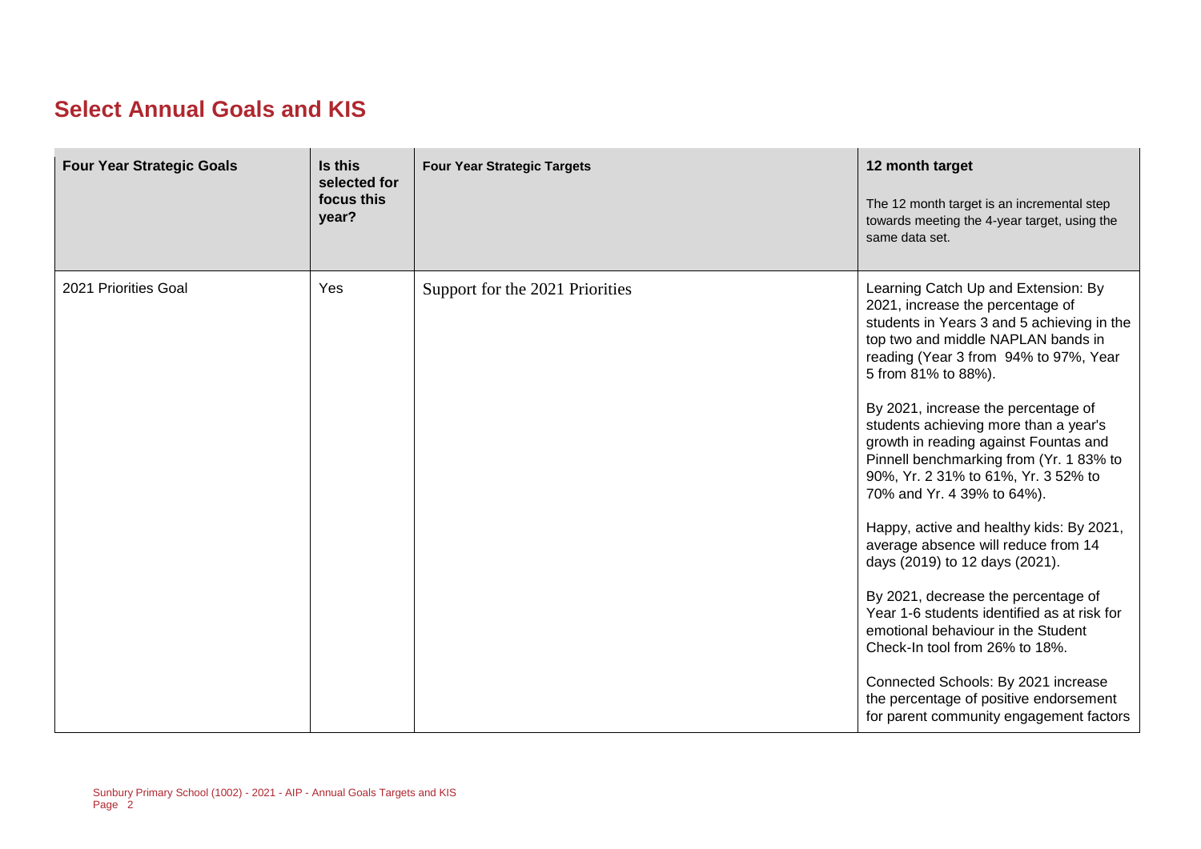## Select Annual Goals and KIS

| Four Year Strategic Goals | Is this selected for focus this year? | Four Year Strategic Targets | 12 month target<br>The 12 month target is an incremental step towards meeting the 4-year target, using the same data set. |
| --- | --- | --- | --- |
| 2021 Priorities Goal | Yes | Support for the 2021 Priorities | Learning Catch Up and Extension: By 2021, increase the percentage of students in Years 3 and 5 achieving in the top two and middle NAPLAN bands in reading (Year 3 from 94% to 97%, Year 5 from 81% to 88%).<br><br>By 2021, increase the percentage of students achieving more than a year's growth in reading against Fountas and Pinnell benchmarking from (Yr. 1 83% to 90%, Yr. 2 31% to 61%, Yr. 3 52% to 70% and Yr. 4 39% to 64%).<br><br>Happy, active and healthy kids: By 2021, average absence will reduce from 14 days (2019) to 12 days (2021).<br><br>By 2021, decrease the percentage of Year 1-6 students identified as at risk for emotional behaviour in the Student Check-In tool from 26% to 18%.<br><br>Connected Schools: By 2021 increase the percentage of positive endorsement for parent community engagement factors |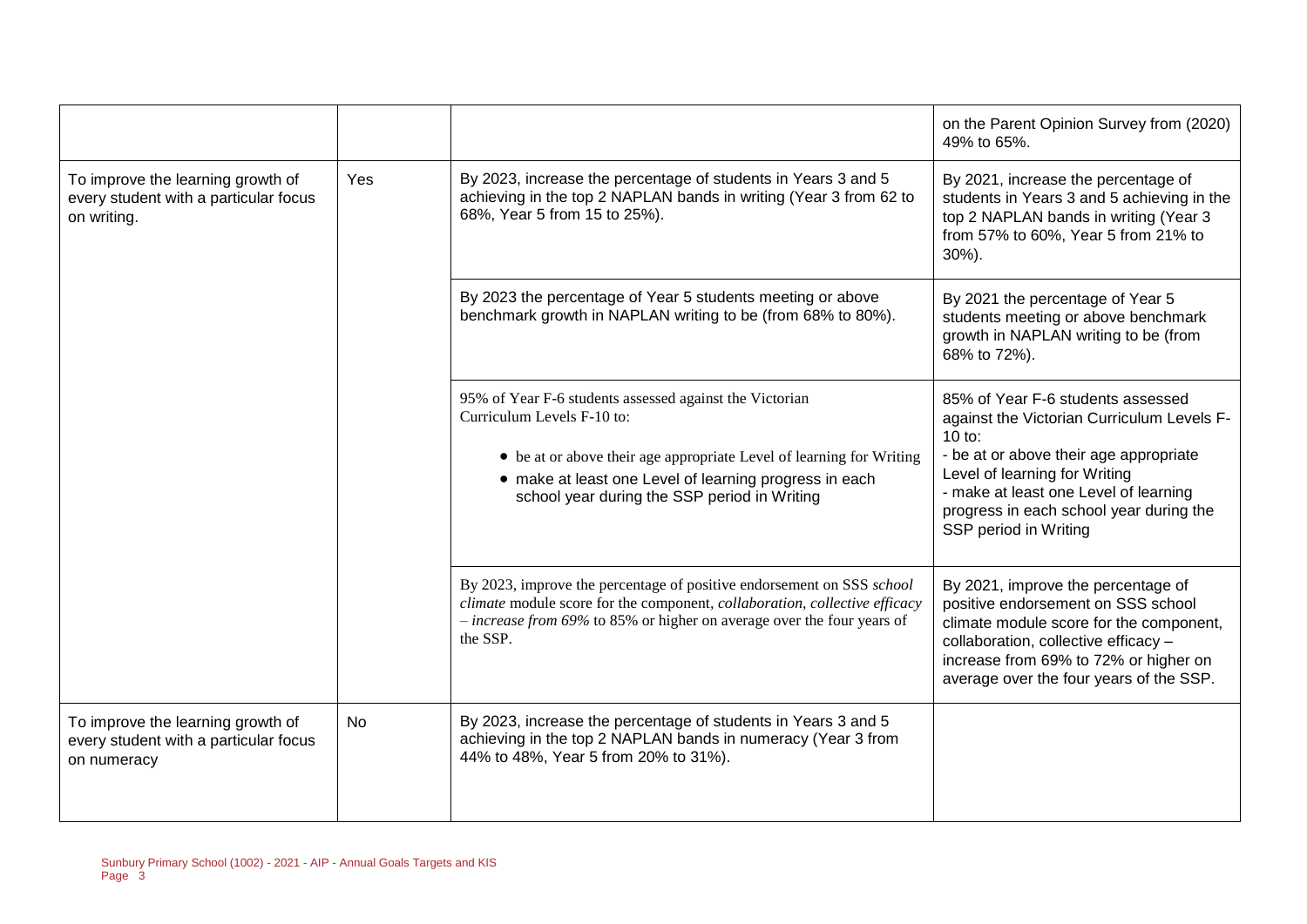| | | | |
|---|---|---|---|
| | | | on the Parent Opinion Survey from (2020) 49% to 65%. |
| To improve the learning growth of every student with a particular focus on writing. | Yes | By 2023, increase the percentage of students in Years 3 and 5 achieving in the top 2 NAPLAN bands in writing (Year 3 from 62 to 68%, Year 5 from 15 to 25%). | By 2021, increase the percentage of students in Years 3 and 5 achieving in the top 2 NAPLAN bands in writing (Year 3 from 57% to 60%, Year 5 from 21% to 30%). |
| | | By 2023 the percentage of Year 5 students meeting or above benchmark growth in NAPLAN writing to be (from 68% to 80%). | By 2021 the percentage of Year 5 students meeting or above benchmark growth in NAPLAN writing to be (from 68% to 72%). |
| | | 95% of Year F-6 students assessed against the Victorian Curriculum Levels F-10 to:<br>• be at or above their age appropriate Level of learning for Writing<br>• make at least one Level of learning progress in each school year during the SSP period in Writing | 85% of Year F-6 students assessed against the Victorian Curriculum Levels F-10 to:<br>- be at or above their age appropriate Level of learning for Writing<br>- make at least one Level of learning progress in each school year during the SSP period in Writing |
| | | By 2023, improve the percentage of positive endorsement on SSS *school climate* module score for the component, *collaboration, collective efficacy – increase from 69%* to 85% or higher on average over the four years of the SSP. | By 2021, improve the percentage of positive endorsement on SSS school climate module score for the component, collaboration, collective efficacy – increase from 69% to 72% or higher on average over the four years of the SSP. |
| To improve the learning growth of every student with a particular focus on numeracy | No | By 2023, increase the percentage of students in Years 3 and 5 achieving in the top 2 NAPLAN bands in numeracy (Year 3 from 44% to 48%, Year 5 from 20% to 31%). | |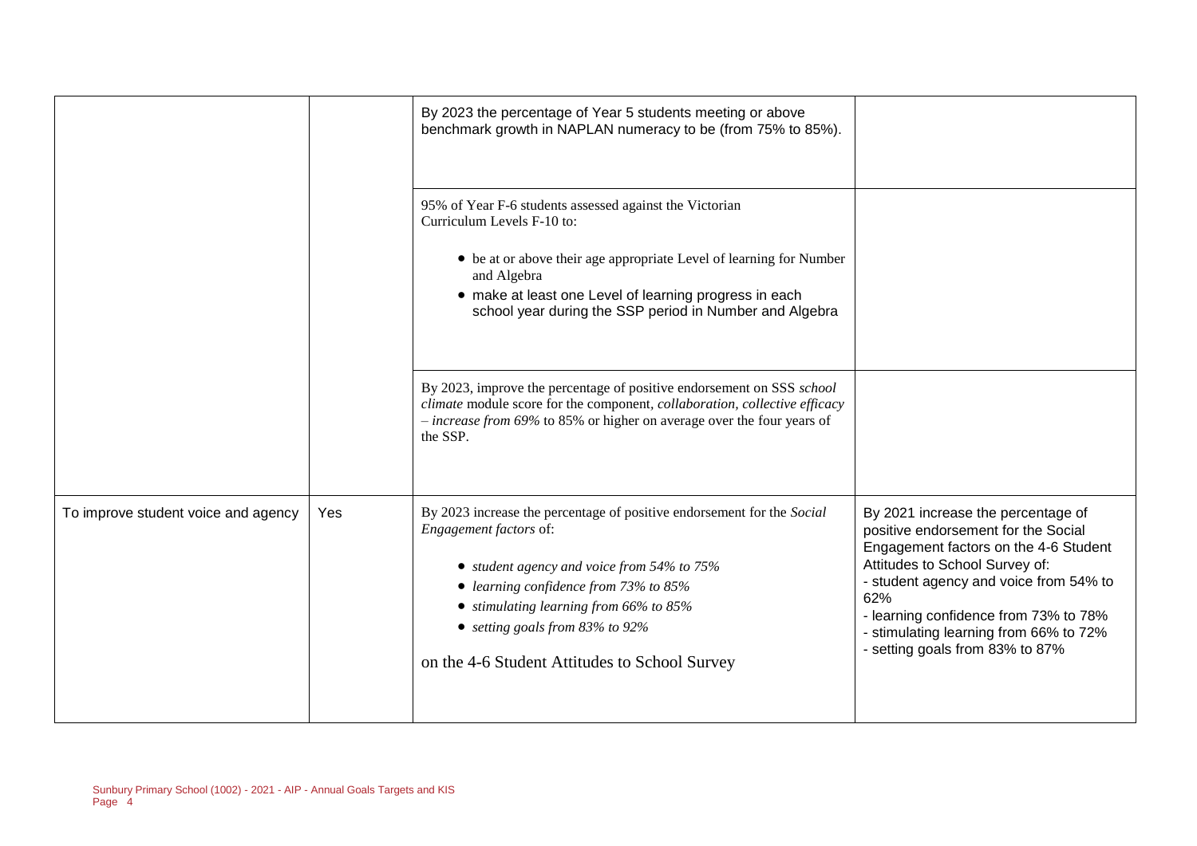| | | | |
|---|---|---|---|
| | | By 2023 the percentage of Year 5 students meeting or above benchmark growth in NAPLAN numeracy to be (from 75% to 85%). | |
| | | 95% of Year F-6 students assessed against the Victorian Curriculum Levels F-10 to:<br><br>• be at or above their age appropriate Level of learning for Number and Algebra<br>• make at least one Level of learning progress in each school year during the SSP period in Number and Algebra | |
| | | By 2023, improve the percentage of positive endorsement on SSS *school climate* module score for the component, *collaboration, collective efficacy – increase from 69%* to 85% or higher on average over the four years of the SSP. | |
| To improve student voice and agency | Yes | By 2023 increase the percentage of positive endorsement for the *Social Engagement factors* of:<br><br>• *student agency and voice from 54% to 75%*<br>• *learning confidence from 73% to 85%*<br>• *stimulating learning from 66% to 85%*<br>• *setting goals from 83% to 92%*<br><br>on the 4-6 Student Attitudes to School Survey | By 2021 increase the percentage of positive endorsement for the Social Engagement factors on the 4-6 Student Attitudes to School Survey of:<br>- student agency and voice from 54% to 62%<br>- learning confidence from 73% to 78%<br>- stimulating learning from 66% to 72%<br>- setting goals from 83% to 87% |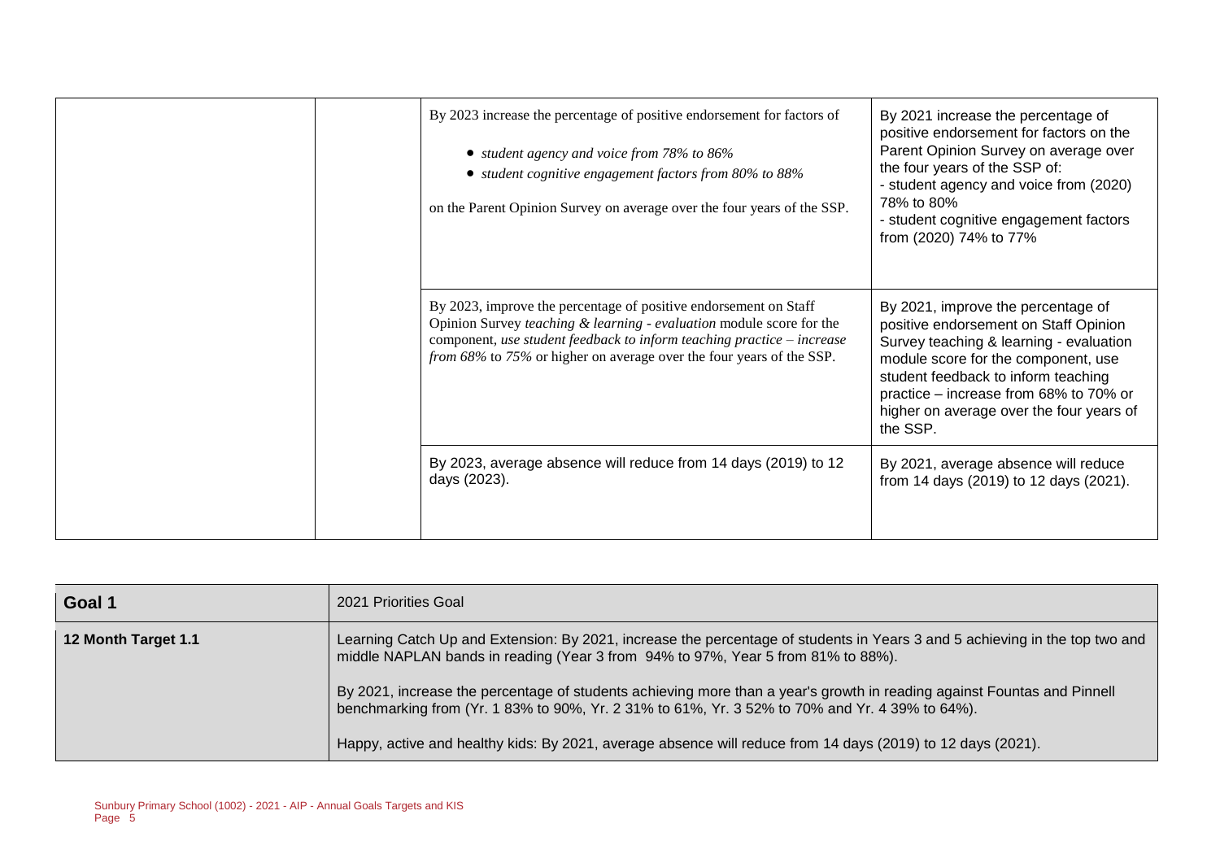| | | | |
|---|---|---|---|
| | | By 2023 increase the percentage of positive endorsement for factors of<br>• *student agency and voice from 78% to 86%*<br>• *student cognitive engagement factors from 80% to 88%*<br>on the Parent Opinion Survey on average over the four years of the SSP. | By 2021 increase the percentage of positive endorsement for factors on the Parent Opinion Survey on average over the four years of the SSP of:<br>- student agency and voice from (2020) 78% to 80%<br>- student cognitive engagement factors from (2020) 74% to 77% |
| | | By 2023, improve the percentage of positive endorsement on Staff Opinion Survey *teaching & learning - evaluation* module score for the component, *use student feedback to inform teaching practice – increase from 68%* to *75%* or higher on average over the four years of the SSP. | By 2021, improve the percentage of positive endorsement on Staff Opinion Survey teaching & learning - evaluation module score for the component, use student feedback to inform teaching practice – increase from 68% to 70% or higher on average over the four years of the SSP. |
| | | By 2023, average absence will reduce from 14 days (2019) to 12 days (2023). | By 2021, average absence will reduce from 14 days (2019) to 12 days (2021). |

| **Goal 1** | 2021 Priorities Goal |
|---|---|
| **12 Month Target 1.1** | Learning Catch Up and Extension: By 2021, increase the percentage of students in Years 3 and 5 achieving in the top two and middle NAPLAN bands in reading (Year 3 from 94% to 97%, Year 5 from 81% to 88%).<br><br>By 2021, increase the percentage of students achieving more than a year's growth in reading against Fountas and Pinnell benchmarking from (Yr. 1 83% to 90%, Yr. 2 31% to 61%, Yr. 3 52% to 70% and Yr. 4 39% to 64%).<br><br>Happy, active and healthy kids: By 2021, average absence will reduce from 14 days (2019) to 12 days (2021). |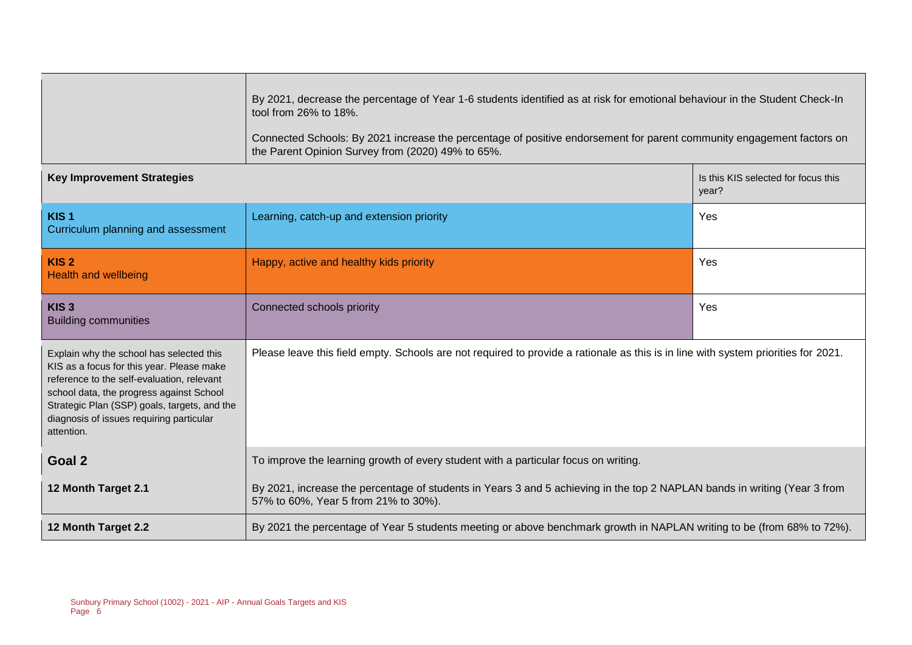| | | |
|---|---|---|
| | By 2021, decrease the percentage of Year 1-6 students identified as at risk for emotional behaviour in the Student Check-In tool from 26% to 18%.<br><br>Connected Schools: By 2021 increase the percentage of positive endorsement for parent community engagement factors on the Parent Opinion Survey from (2020) 49% to 65%. | |
| **Key Improvement Strategies** | | Is this KIS selected for focus this year? |
| **KIS 1**<br>Curriculum planning and assessment | Learning, catch-up and extension priority | Yes |
| **KIS 2**<br>Health and wellbeing | Happy, active and healthy kids priority | Yes |
| **KIS 3**<br>Building communities | Connected schools priority | Yes |
| Explain why the school has selected this KIS as a focus for this year. Please make reference to the self-evaluation, relevant school data, the progress against School Strategic Plan (SSP) goals, targets, and the diagnosis of issues requiring particular attention. | Please leave this field empty. Schools are not required to provide a rationale as this is in line with system priorities for 2021. | |
| **Goal 2** | To improve the learning growth of every student with a particular focus on writing. | |
| **12 Month Target 2.1** | By 2021, increase the percentage of students in Years 3 and 5 achieving in the top 2 NAPLAN bands in writing (Year 3 from 57% to 60%, Year 5 from 21% to 30%). | |
| **12 Month Target 2.2** | By 2021 the percentage of Year 5 students meeting or above benchmark growth in NAPLAN writing to be (from 68% to 72%). | |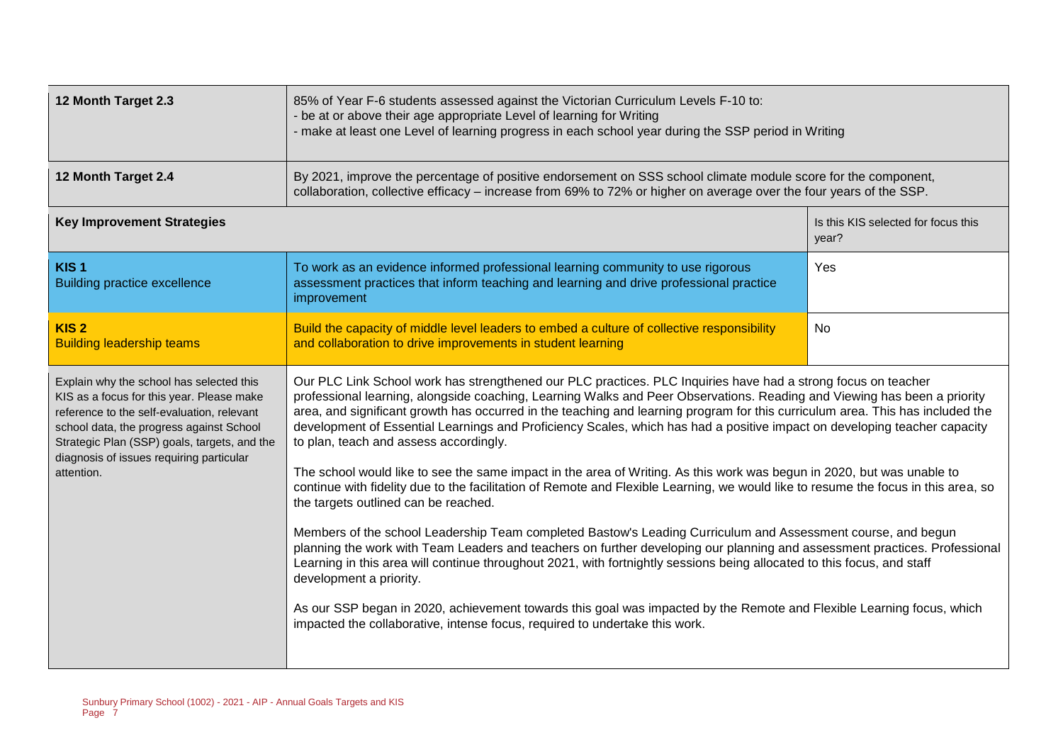| 12 Month Target 2.3 | 85% of Year F-6 students assessed against the Victorian Curriculum Levels F-10 to:<br>- be at or above their age appropriate Level of learning for Writing<br>- make at least one Level of learning progress in each school year during the SSP period in Writing | |
|---|---|---|
| **12 Month Target 2.4** | By 2021, improve the percentage of positive endorsement on SSS school climate module score for the component, collaboration, collective efficacy – increase from 69% to 72% or higher on average over the four years of the SSP. | |
| **Key Improvement Strategies** | | Is this KIS selected for focus this year? |
| **KIS 1**<br>Building practice excellence | To work as an evidence informed professional learning community to use rigorous assessment practices that inform teaching and learning and drive professional practice improvement | Yes |
| **KIS 2**<br>Building leadership teams | Build the capacity of middle level leaders to embed a culture of collective responsibility and collaboration to drive improvements in student learning | No |
| Explain why the school has selected this KIS as a focus for this year. Please make reference to the self-evaluation, relevant school data, the progress against School Strategic Plan (SSP) goals, targets, and the diagnosis of issues requiring particular attention. | Our PLC Link School work has strengthened our PLC practices. PLC Inquiries have had a strong focus on teacher professional learning, alongside coaching, Learning Walks and Peer Observations. Reading and Viewing has been a priority area, and significant growth has occurred in the teaching and learning program for this curriculum area. This has included the development of Essential Learnings and Proficiency Scales, which has had a positive impact on developing teacher capacity to plan, teach and assess accordingly.<br><br>The school would like to see the same impact in the area of Writing. As this work was begun in 2020, but was unable to continue with fidelity due to the facilitation of Remote and Flexible Learning, we would like to resume the focus in this area, so the targets outlined can be reached.<br><br>Members of the school Leadership Team completed Bastow's Leading Curriculum and Assessment course, and begun planning the work with Team Leaders and teachers on further developing our planning and assessment practices. Professional Learning in this area will continue throughout 2021, with fortnightly sessions being allocated to this focus, and staff development a priority.<br><br>As our SSP began in 2020, achievement towards this goal was impacted by the Remote and Flexible Learning focus, which impacted the collaborative, intense focus, required to undertake this work. | |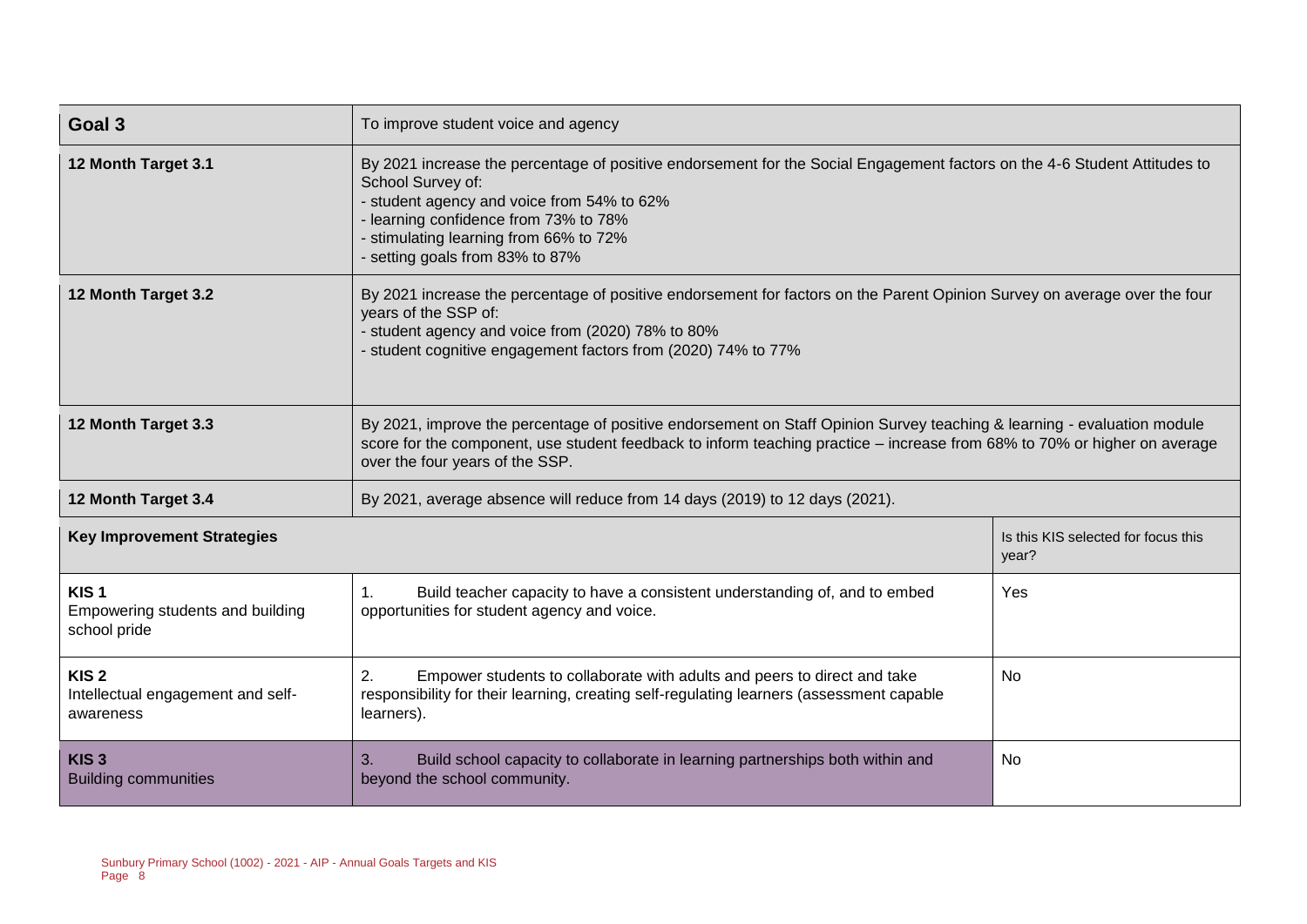| Goal 3 | To improve student voice and agency | |
|---|---|---|
| 12 Month Target 3.1 | By 2021 increase the percentage of positive endorsement for the Social Engagement factors on the 4-6 Student Attitudes to School Survey of:<br>- student agency and voice from 54% to 62%<br>- learning confidence from 73% to 78%<br>- stimulating learning from 66% to 72%<br>- setting goals from 83% to 87% | |
| 12 Month Target 3.2 | By 2021 increase the percentage of positive endorsement for factors on the Parent Opinion Survey on average over the four years of the SSP of:<br>- student agency and voice from (2020) 78% to 80%<br>- student cognitive engagement factors from (2020) 74% to 77% | |
| 12 Month Target 3.3 | By 2021, improve the percentage of positive endorsement on Staff Opinion Survey teaching & learning - evaluation module score for the component, use student feedback to inform teaching practice – increase from 68% to 70% or higher on average over the four years of the SSP. | |
| 12 Month Target 3.4 | By 2021, average absence will reduce from 14 days (2019) to 12 days (2021). | |
| **Key Improvement Strategies** | | Is this KIS selected for focus this year? |
| **KIS 1**<br>Empowering students and building school pride | 1. Build teacher capacity to have a consistent understanding of, and to embed opportunities for student agency and voice. | Yes |
| **KIS 2**<br>Intellectual engagement and self-awareness | 2. Empower students to collaborate with adults and peers to direct and take responsibility for their learning, creating self-regulating learners (assessment capable learners). | No |
| **KIS 3**<br>Building communities | 3. Build school capacity to collaborate in learning partnerships both within and beyond the school community. | No |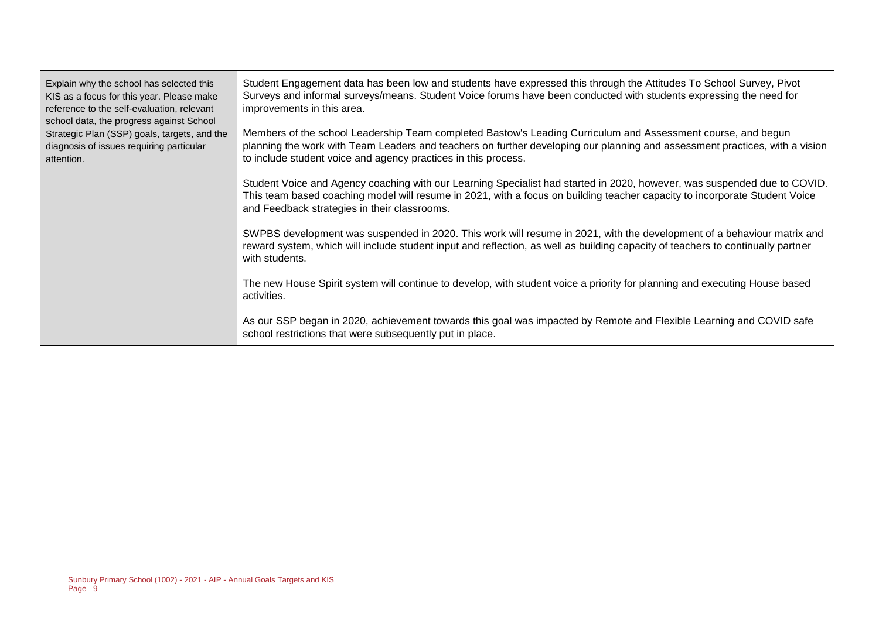| Explain why the school has selected this KIS as a focus for this year. Please make reference to the self-evaluation, relevant school data, the progress against School Strategic Plan (SSP) goals, targets, and the diagnosis of issues requiring particular attention. | Student Engagement data has been low and students have expressed this through the Attitudes To School Survey, Pivot Surveys and informal surveys/means. Student Voice forums have been conducted with students expressing the need for improvements in this area.<br><br>Members of the school Leadership Team completed Bastow's Leading Curriculum and Assessment course, and begun planning the work with Team Leaders and teachers on further developing our planning and assessment practices, with a vision to include student voice and agency practices in this process.<br><br>Student Voice and Agency coaching with our Learning Specialist had started in 2020, however, was suspended due to COVID. This team based coaching model will resume in 2021, with a focus on building teacher capacity to incorporate Student Voice and Feedback strategies in their classrooms.<br><br>SWPBS development was suspended in 2020. This work will resume in 2021, with the development of a behaviour matrix and reward system, which will include student input and reflection, as well as building capacity of teachers to continually partner with students.<br><br>The new House Spirit system will continue to develop, with student voice a priority for planning and executing House based activities.<br><br>As our SSP began in 2020, achievement towards this goal was impacted by Remote and Flexible Learning and COVID safe school restrictions that were subsequently put in place. |
|---|---|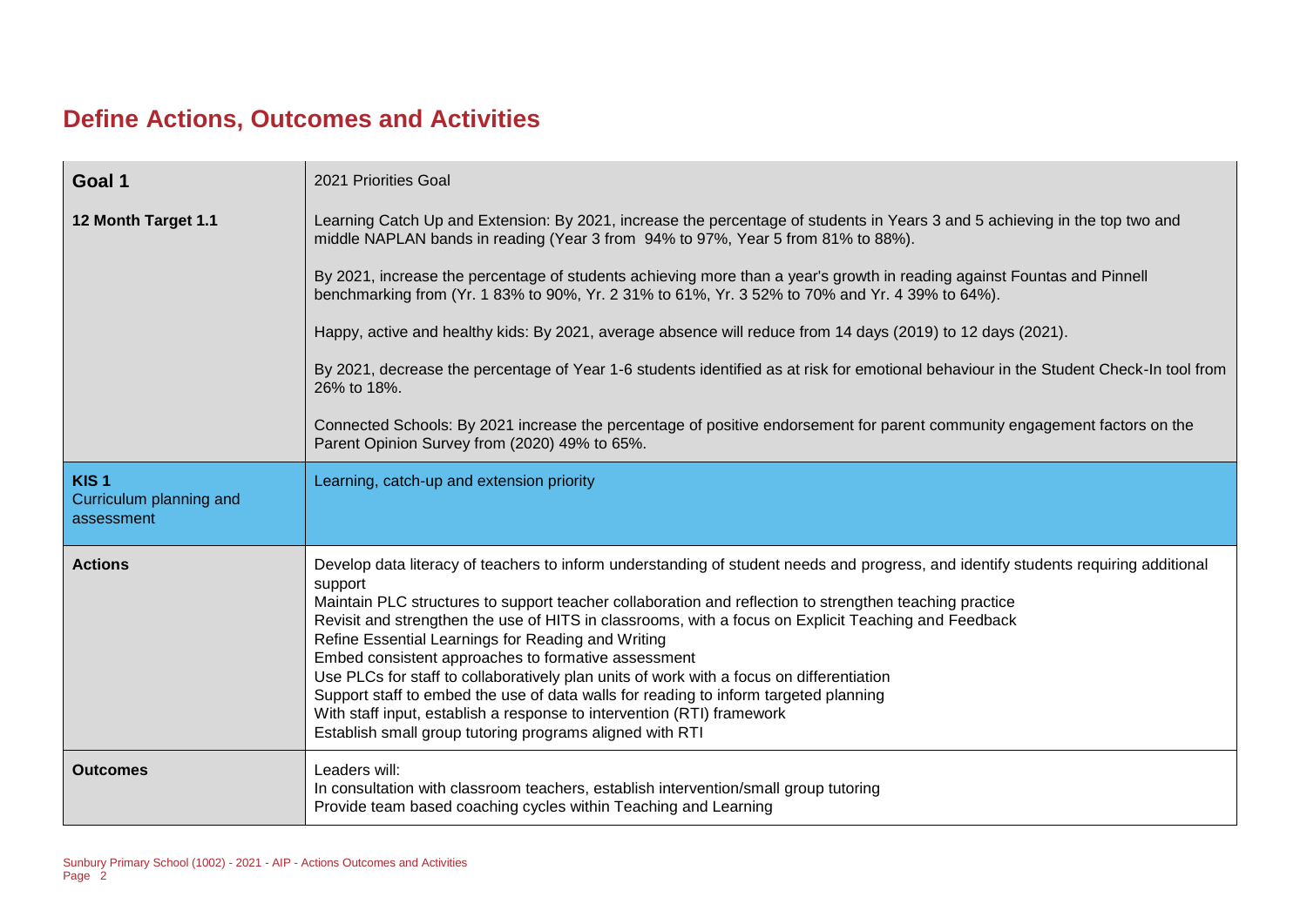# Define Actions, Outcomes and Activities

| Goal 1 | 2021 Priorities Goal |
|---|---|
| **12 Month Target 1.1** | Learning Catch Up and Extension: By 2021, increase the percentage of students in Years 3 and 5 achieving in the top two and middle NAPLAN bands in reading (Year 3 from 94% to 97%, Year 5 from 81% to 88%).<br><br>By 2021, increase the percentage of students achieving more than a year's growth in reading against Fountas and Pinnell benchmarking from (Yr. 1 83% to 90%, Yr. 2 31% to 61%, Yr. 3 52% to 70% and Yr. 4 39% to 64%).<br><br>Happy, active and healthy kids: By 2021, average absence will reduce from 14 days (2019) to 12 days (2021).<br><br>By 2021, decrease the percentage of Year 1-6 students identified as at risk for emotional behaviour in the Student Check-In tool from 26% to 18%.<br><br>Connected Schools: By 2021 increase the percentage of positive endorsement for parent community engagement factors on the Parent Opinion Survey from (2020) 49% to 65%. |
| **KIS 1** Curriculum planning and assessment | Learning, catch-up and extension priority |
| **Actions** | Develop data literacy of teachers to inform understanding of student needs and progress, and identify students requiring additional support<br>Maintain PLC structures to support teacher collaboration and reflection to strengthen teaching practice<br>Revisit and strengthen the use of HITS in classrooms, with a focus on Explicit Teaching and Feedback<br>Refine Essential Learnings for Reading and Writing<br>Embed consistent approaches to formative assessment<br>Use PLCs for staff to collaboratively plan units of work with a focus on differentiation<br>Support staff to embed the use of data walls for reading to inform targeted planning<br>With staff input, establish a response to intervention (RTI) framework<br>Establish small group tutoring programs aligned with RTI |
| **Outcomes** | Leaders will:<br>In consultation with classroom teachers, establish intervention/small group tutoring<br>Provide team based coaching cycles within Teaching and Learning |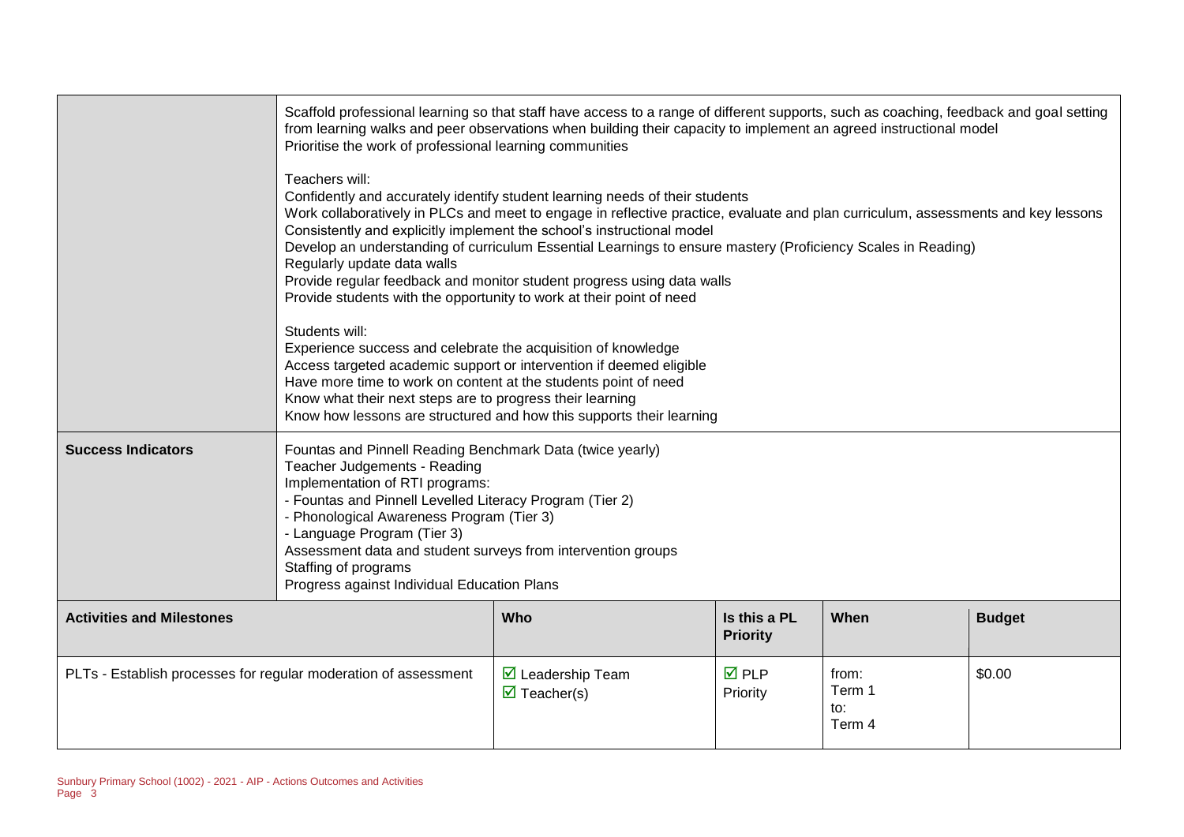| | |
|---|---|
| | Scaffold professional learning so that staff have access to a range of different supports, such as coaching, feedback and goal setting from learning walks and peer observations when building their capacity to implement an agreed instructional model<br>Prioritise the work of professional learning communities<br><br>Teachers will:<br>Confidently and accurately identify student learning needs of their students<br>Work collaboratively in PLCs and meet to engage in reflective practice, evaluate and plan curriculum, assessments and key lessons<br>Consistently and explicitly implement the school's instructional model<br>Develop an understanding of curriculum Essential Learnings to ensure mastery (Proficiency Scales in Reading)<br>Regularly update data walls<br>Provide regular feedback and monitor student progress using data walls<br>Provide students with the opportunity to work at their point of need<br><br>Students will:<br>Experience success and celebrate the acquisition of knowledge<br>Access targeted academic support or intervention if deemed eligible<br>Have more time to work on content at the students point of need<br>Know what their next steps are to progress their learning<br>Know how lessons are structured and how this supports their learning |
| **Success Indicators** | Fountas and Pinnell Reading Benchmark Data (twice yearly)<br>Teacher Judgements - Reading<br>Implementation of RTI programs:<br>- Fountas and Pinnell Levelled Literacy Program (Tier 2)<br>- Phonological Awareness Program (Tier 3)<br>- Language Program (Tier 3)<br>Assessment data and student surveys from intervention groups<br>Staffing of programs<br>Progress against Individual Education Plans |

| **Activities and Milestones** | **Who** | **Is this a PL Priority** | **When** | **Budget** |
|---|---|---|---|---|
| PLTs - Establish processes for regular moderation of assessment | ☑ Leadership Team<br>☑ Teacher(s) | ☑ PLP Priority | from: Term 1<br>to: Term 4 | $0.00 |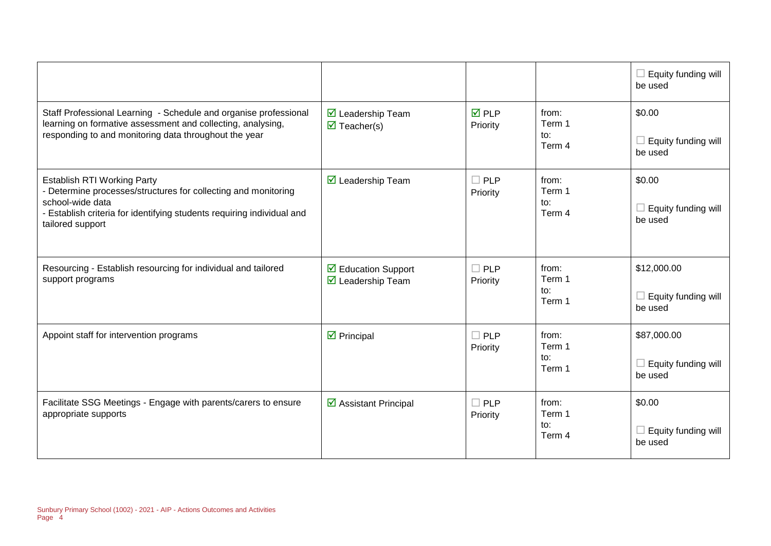| | | | | |
|---|---|---|---|---|
| | | | | ☐ Equity funding will be used |
| Staff Professional Learning - Schedule and organise professional learning on formative assessment and collecting, analysing, responding to and monitoring data throughout the year | ☑ Leadership Team<br>☑ Teacher(s) | ☑ PLP Priority | from: Term 1<br>to: Term 4 | $0.00<br><br>☐ Equity funding will be used |
| Establish RTI Working Party<br>- Determine processes/structures for collecting and monitoring school-wide data<br>- Establish criteria for identifying students requiring individual and tailored support | ☑ Leadership Team | ☐ PLP Priority | from: Term 1<br>to: Term 4 | $0.00<br><br>☐ Equity funding will be used |
| Resourcing - Establish resourcing for individual and tailored support programs | ☑ Education Support<br>☑ Leadership Team | ☐ PLP Priority | from: Term 1<br>to: Term 1 | $12,000.00<br><br>☐ Equity funding will be used |
| Appoint staff for intervention programs | ☑ Principal | ☐ PLP Priority | from: Term 1<br>to: Term 1 | $87,000.00<br><br>☐ Equity funding will be used |
| Facilitate SSG Meetings - Engage with parents/carers to ensure appropriate supports | ☑ Assistant Principal | ☐ PLP Priority | from: Term 1<br>to: Term 4 | $0.00<br><br>☐ Equity funding will be used |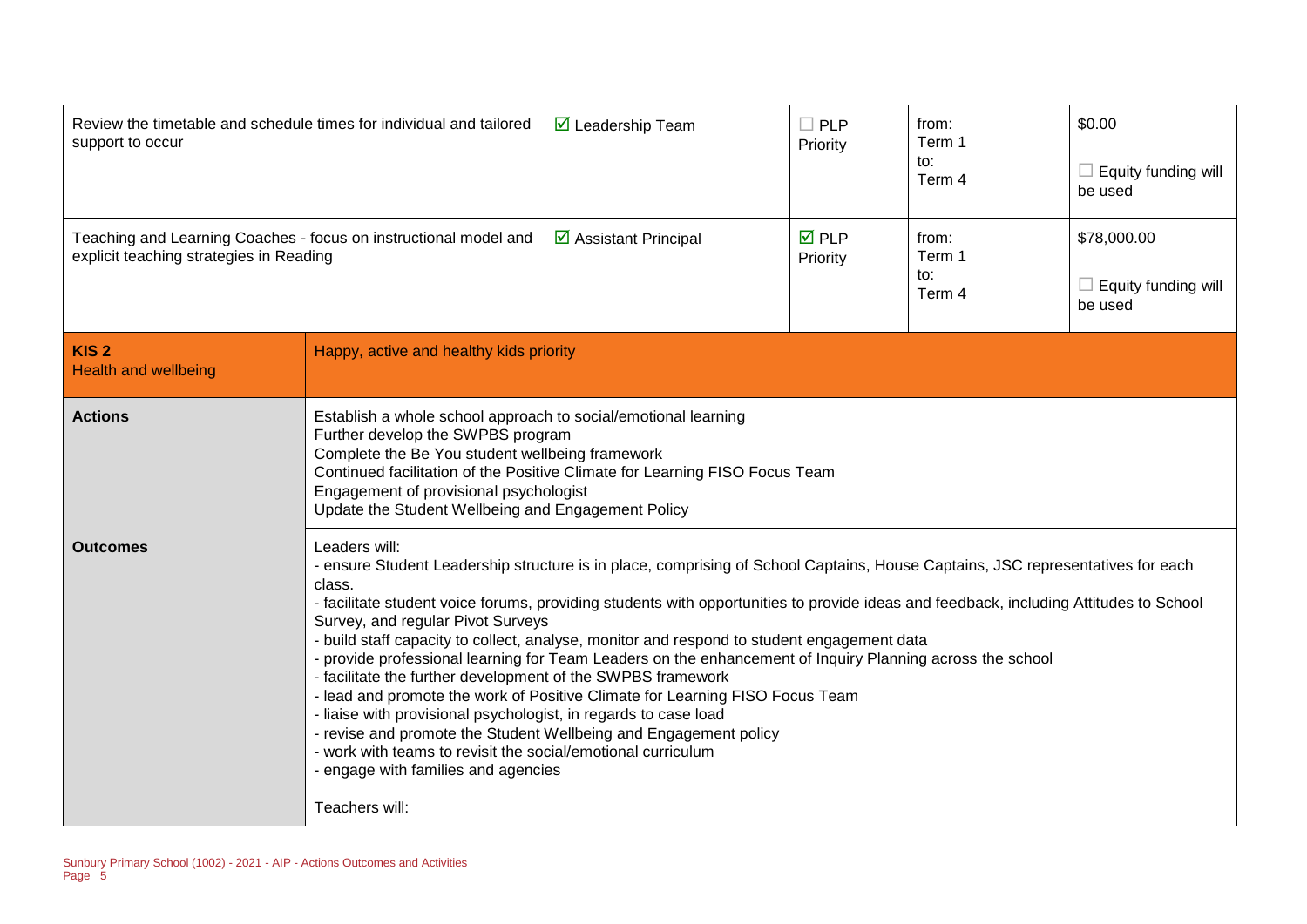| | | | | | |
|---|---|---|---|---|---|
| Review the timetable and schedule times for individual and tailored support to occur | | ☑ Leadership Team | ☐ PLP Priority | from: Term 1 to: Term 4 | $0.00 ☐ Equity funding will be used |
| Teaching and Learning Coaches - focus on instructional model and explicit teaching strategies in Reading | | ☑ Assistant Principal | ☑ PLP Priority | from: Term 1 to: Term 4 | $78,000.00 ☐ Equity funding will be used |
| **KIS 2** Health and wellbeing | Happy, active and healthy kids priority | | | | |
| **Actions** | Establish a whole school approach to social/emotional learning<br>Further develop the SWPBS program<br>Complete the Be You student wellbeing framework<br>Continued facilitation of the Positive Climate for Learning FISO Focus Team<br>Engagement of provisional psychologist<br>Update the Student Wellbeing and Engagement Policy | | | | |
| **Outcomes** | Leaders will:<br>- ensure Student Leadership structure is in place, comprising of School Captains, House Captains, JSC representatives for each class.<br>- facilitate student voice forums, providing students with opportunities to provide ideas and feedback, including Attitudes to School Survey, and regular Pivot Surveys<br>- build staff capacity to collect, analyse, monitor and respond to student engagement data<br>- provide professional learning for Team Leaders on the enhancement of Inquiry Planning across the school<br>- facilitate the further development of the SWPBS framework<br>- lead and promote the work of Positive Climate for Learning FISO Focus Team<br>- liaise with provisional psychologist, in regards to case load<br>- revise and promote the Student Wellbeing and Engagement policy<br>- work with teams to revisit the social/emotional curriculum<br>- engage with families and agencies<br><br>Teachers will: | | | | |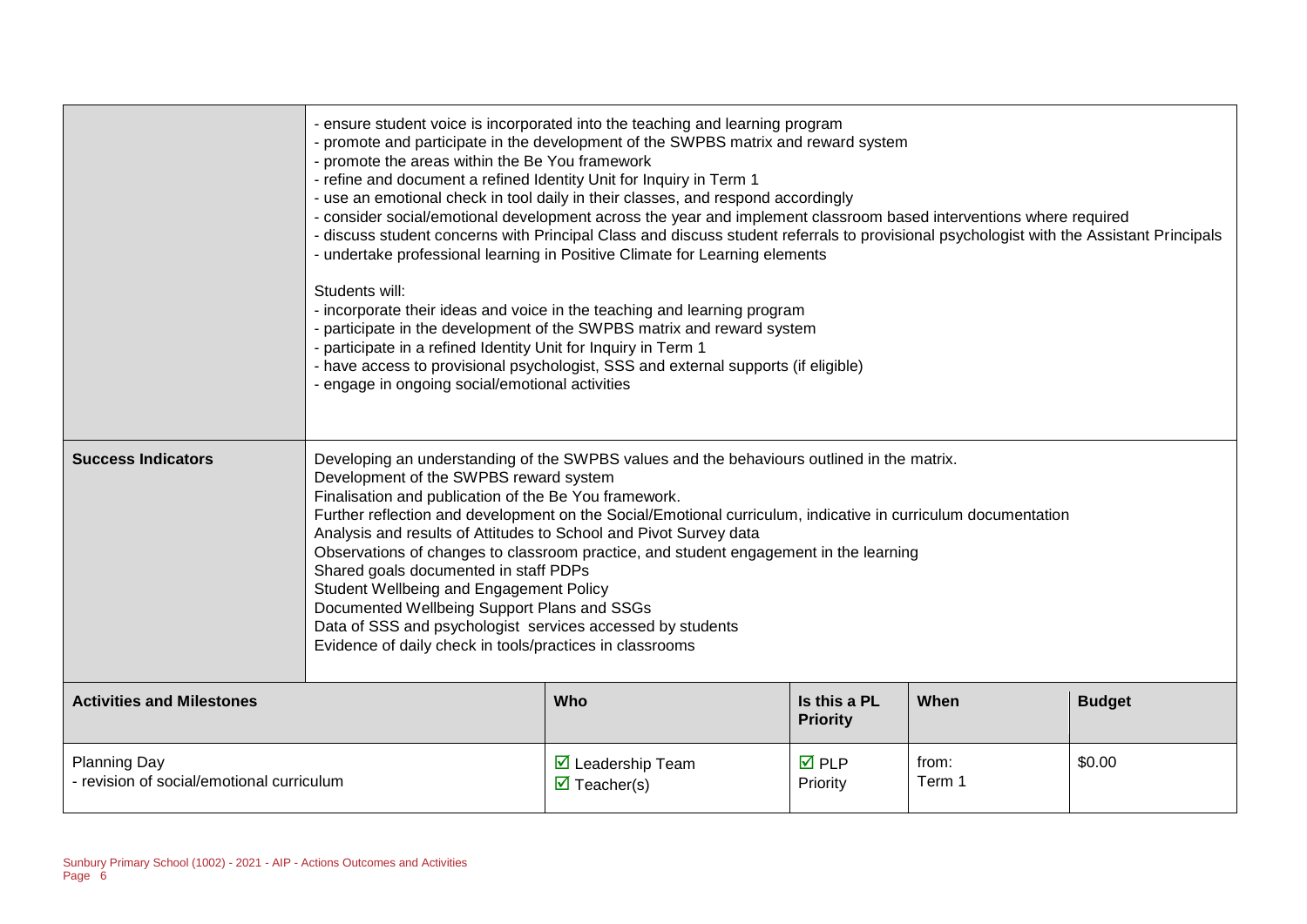| | |
|---|---|
| | - ensure student voice is incorporated into the teaching and learning program<br>- promote and participate in the development of the SWPBS matrix and reward system<br>- promote the areas within the Be You framework<br>- refine and document a refined Identity Unit for Inquiry in Term 1<br>- use an emotional check in tool daily in their classes, and respond accordingly<br>- consider social/emotional development across the year and implement classroom based interventions where required<br>- discuss student concerns with Principal Class and discuss student referrals to provisional psychologist with the Assistant Principals<br>- undertake professional learning in Positive Climate for Learning elements<br><br>Students will:<br>- incorporate their ideas and voice in the teaching and learning program<br>- participate in the development of the SWPBS matrix and reward system<br>- participate in a refined Identity Unit for Inquiry in Term 1<br>- have access to provisional psychologist, SSS and external supports (if eligible)<br>- engage in ongoing social/emotional activities |
| **Success Indicators** | Developing an understanding of the SWPBS values and the behaviours outlined in the matrix.<br>Development of the SWPBS reward system<br>Finalisation and publication of the Be You framework.<br>Further reflection and development on the Social/Emotional curriculum, indicative in curriculum documentation<br>Analysis and results of Attitudes to School and Pivot Survey data<br>Observations of changes to classroom practice, and student engagement in the learning<br>Shared goals documented in staff PDPs<br>Student Wellbeing and Engagement Policy<br>Documented Wellbeing Support Plans and SSGs<br>Data of SSS and psychologist services accessed by students<br>Evidence of daily check in tools/practices in classrooms |

| Activities and Milestones | Who | Is this a PL Priority | When | Budget |
|---|---|---|---|---|
| Planning Day<br>- revision of social/emotional curriculum | ☑ Leadership Team<br>☑ Teacher(s) | ☑ PLP Priority | from:<br>Term 1 | $0.00 |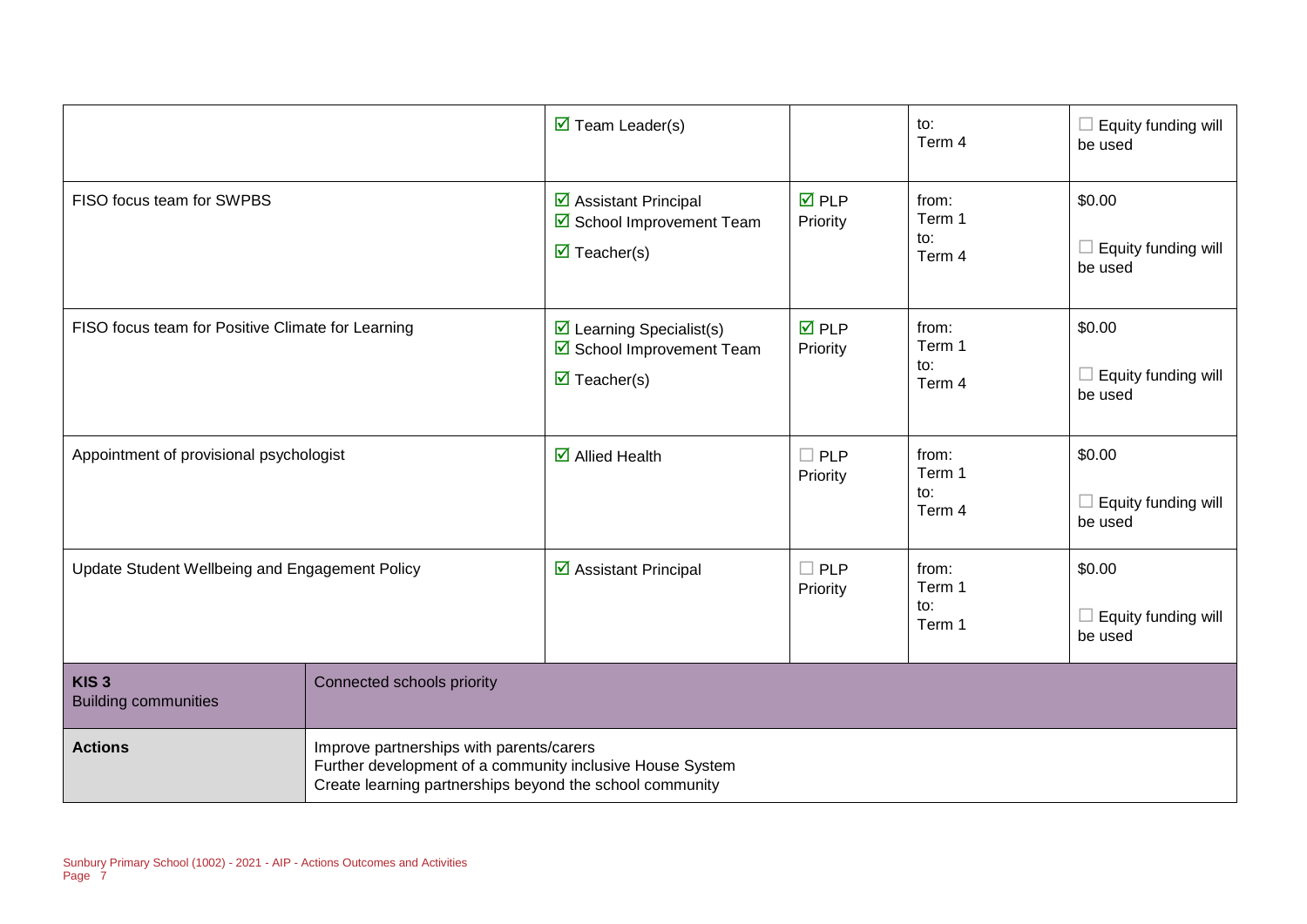| | | | | |
|---|---|---|---|---|
| | ☑ Team Leader(s) | | to:<br>Term 4 | ☐ Equity funding will be used |
| FISO focus team for SWPBS | ☑ Assistant Principal<br>☑ School Improvement Team<br>☑ Teacher(s) | ☑ PLP Priority | from:<br>Term 1<br>to:<br>Term 4 | $0.00<br><br>☐ Equity funding will be used |
| FISO focus team for Positive Climate for Learning | ☑ Learning Specialist(s)<br>☑ School Improvement Team<br>☑ Teacher(s) | ☑ PLP Priority | from:<br>Term 1<br>to:<br>Term 4 | $0.00<br><br>☐ Equity funding will be used |
| Appointment of provisional psychologist | ☑ Allied Health | ☐ PLP Priority | from:<br>Term 1<br>to:<br>Term 4 | $0.00<br><br>☐ Equity funding will be used |
| Update Student Wellbeing and Engagement Policy | ☑ Assistant Principal | ☐ PLP Priority | from:<br>Term 1<br>to:<br>Term 1 | $0.00<br><br>☐ Equity funding will be used |

| | |
|---|---|
| **KIS 3**<br>Building communities | Connected schools priority |
| **Actions** | Improve partnerships with parents/carers<br>Further development of a community inclusive House System<br>Create learning partnerships beyond the school community |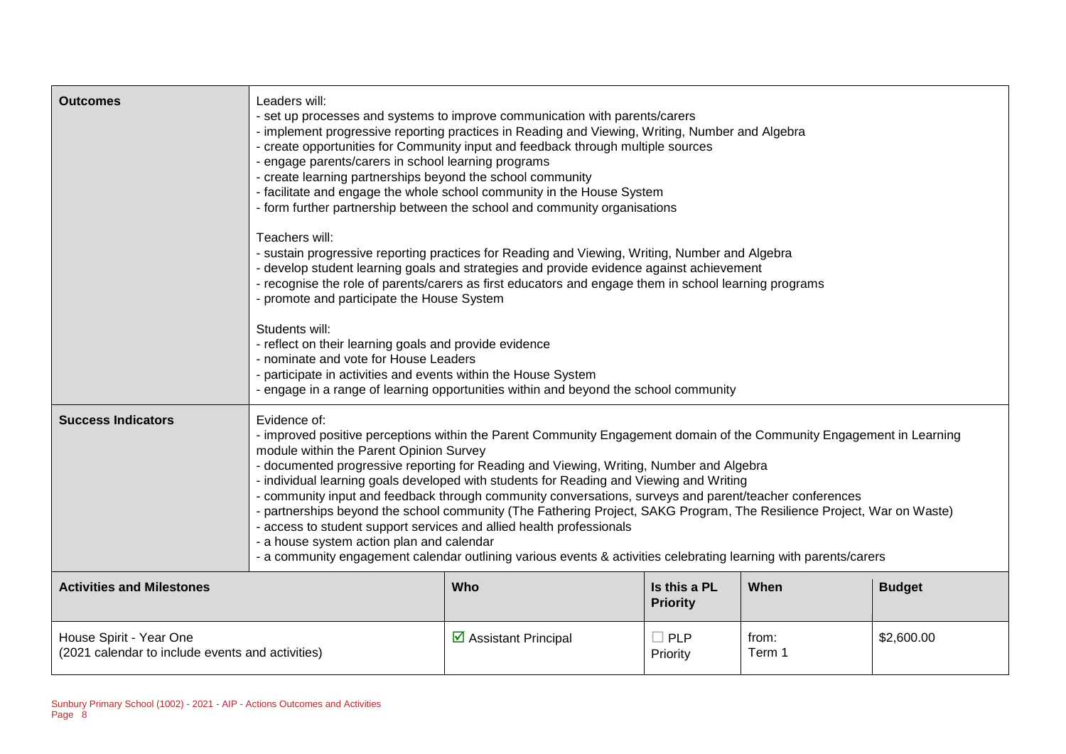| **Outcomes** | Leaders will:<br>- set up processes and systems to improve communication with parents/carers<br>- implement progressive reporting practices in Reading and Viewing, Writing, Number and Algebra<br>- create opportunities for Community input and feedback through multiple sources<br>- engage parents/carers in school learning programs<br>- create learning partnerships beyond the school community<br>- facilitate and engage the whole school community in the House System<br>- form further partnership between the school and community organisations<br><br>Teachers will:<br>- sustain progressive reporting practices for Reading and Viewing, Writing, Number and Algebra<br>- develop student learning goals and strategies and provide evidence against achievement<br>- recognise the role of parents/carers as first educators and engage them in school learning programs<br>- promote and participate the House System<br><br>Students will:<br>- reflect on their learning goals and provide evidence<br>- nominate and vote for House Leaders<br>- participate in activities and events within the House System<br>- engage in a range of learning opportunities within and beyond the school community | | | | |
|---|---|---|---|---|---|
| **Success Indicators** | Evidence of:<br>- improved positive perceptions within the Parent Community Engagement domain of the Community Engagement in Learning module within the Parent Opinion Survey<br>- documented progressive reporting for Reading and Viewing, Writing, Number and Algebra<br>- individual learning goals developed with students for Reading and Viewing and Writing<br>- community input and feedback through community conversations, surveys and parent/teacher conferences<br>- partnerships beyond the school community (The Fathering Project, SAKG Program, The Resilience Project, War on Waste)<br>- access to student support services and allied health professionals<br>- a house system action plan and calendar<br>- a community engagement calendar outlining various events & activities celebrating learning with parents/carers | | | | |
| **Activities and Milestones** | | **Who** | **Is this a PL Priority** | **When** | **Budget** |
| House Spirit - Year One<br>(2021 calendar to include events and activities) | | ☑ Assistant Principal | ☐ PLP Priority | from:<br>Term 1 | $2,600.00 |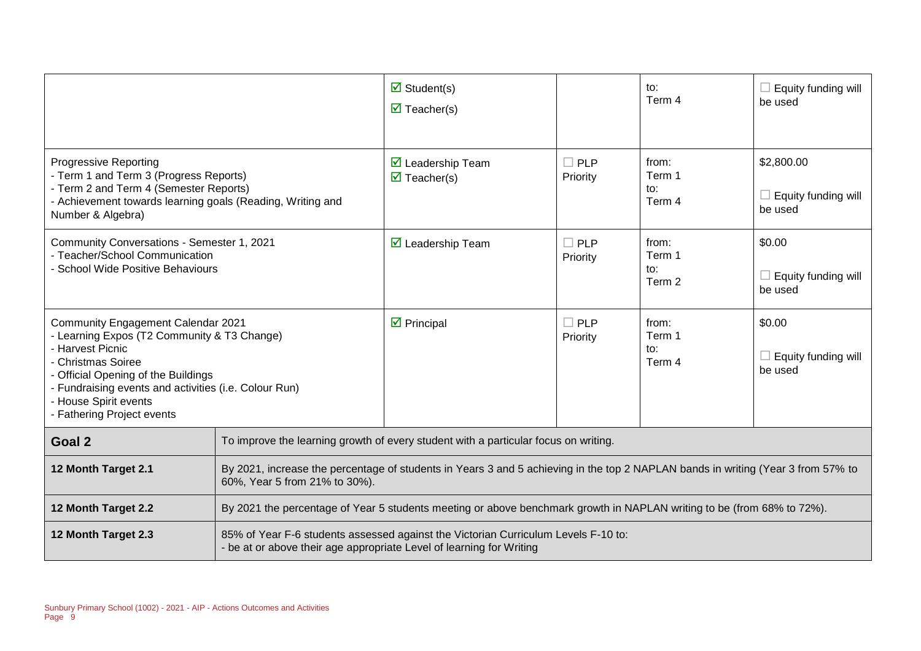| | | | | |
|---|---|---|---|---|
| | ☑ Student(s)<br>☑ Teacher(s) | | to:<br>Term 4 | ☐ Equity funding will be used |
| Progressive Reporting<br>- Term 1 and Term 3 (Progress Reports)<br>- Term 2 and Term 4 (Semester Reports)<br>- Achievement towards learning goals (Reading, Writing and Number & Algebra) | ☑ Leadership Team<br>☑ Teacher(s) | ☐ PLP Priority | from:<br>Term 1<br>to:<br>Term 4 | $2,800.00<br><br>☐ Equity funding will be used |
| Community Conversations - Semester 1, 2021<br>- Teacher/School Communication<br>- School Wide Positive Behaviours | ☑ Leadership Team | ☐ PLP Priority | from:<br>Term 1<br>to:<br>Term 2 | $0.00<br><br>☐ Equity funding will be used |
| Community Engagement Calendar 2021<br>- Learning Expos (T2 Community & T3 Change)<br>- Harvest Picnic<br>- Christmas Soiree<br>- Official Opening of the Buildings<br>- Fundraising events and activities (i.e. Colour Run)<br>- House Spirit events<br>- Fathering Project events | ☑ Principal | ☐ PLP Priority | from:<br>Term 1<br>to:<br>Term 4 | $0.00<br><br>☐ Equity funding will be used |

| | |
|---|---|
| **Goal 2** | To improve the learning growth of every student with a particular focus on writing. |
| **12 Month Target 2.1** | By 2021, increase the percentage of students in Years 3 and 5 achieving in the top 2 NAPLAN bands in writing (Year 3 from 57% to 60%, Year 5 from 21% to 30%). |
| **12 Month Target 2.2** | By 2021 the percentage of Year 5 students meeting or above benchmark growth in NAPLAN writing to be (from 68% to 72%). |
| **12 Month Target 2.3** | 85% of Year F-6 students assessed against the Victorian Curriculum Levels F-10 to:<br>- be at or above their age appropriate Level of learning for Writing |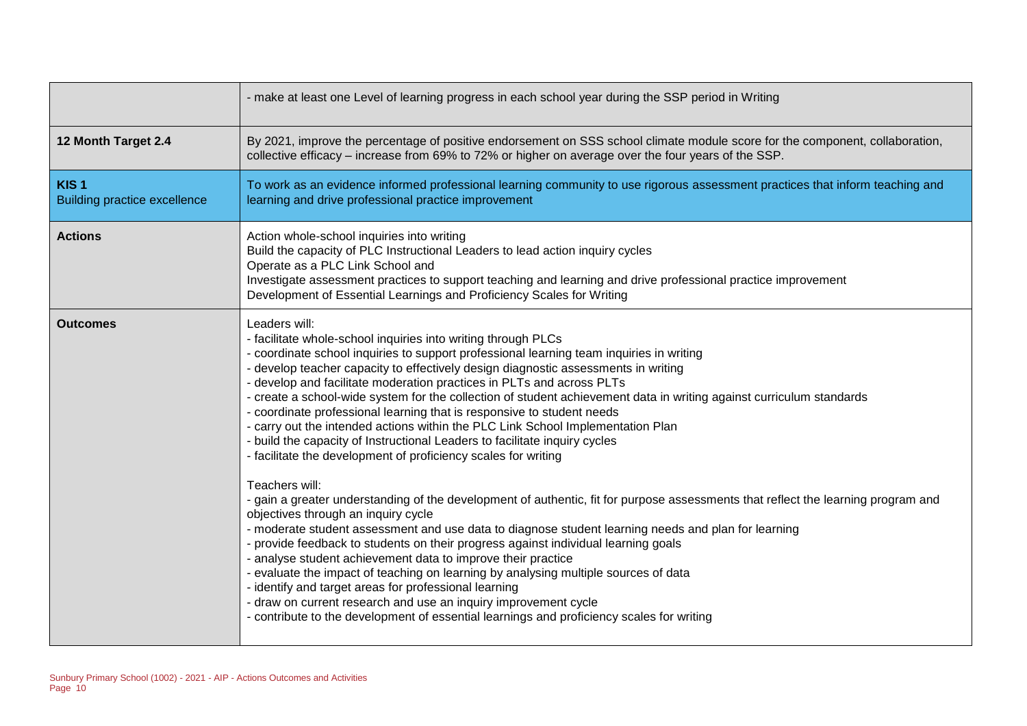| | |
|---|---|
| | - make at least one Level of learning progress in each school year during the SSP period in Writing |
| **12 Month Target 2.4** | By 2021, improve the percentage of positive endorsement on SSS school climate module score for the component, collaboration, collective efficacy – increase from 69% to 72% or higher on average over the four years of the SSP. |
| **KIS 1**<br>Building practice excellence | To work as an evidence informed professional learning community to use rigorous assessment practices that inform teaching and learning and drive professional practice improvement |
| **Actions** | Action whole-school inquiries into writing<br>Build the capacity of PLC Instructional Leaders to lead action inquiry cycles<br>Operate as a PLC Link School and<br>Investigate assessment practices to support teaching and learning and drive professional practice improvement<br>Development of Essential Learnings and Proficiency Scales for Writing |
| **Outcomes** | Leaders will:<br>- facilitate whole-school inquiries into writing through PLCs<br>- coordinate school inquiries to support professional learning team inquiries in writing<br>- develop teacher capacity to effectively design diagnostic assessments in writing<br>- develop and facilitate moderation practices in PLTs and across PLTs<br>- create a school-wide system for the collection of student achievement data in writing against curriculum standards<br>- coordinate professional learning that is responsive to student needs<br>- carry out the intended actions within the PLC Link School Implementation Plan<br>- build the capacity of Instructional Leaders to facilitate inquiry cycles<br>- facilitate the development of proficiency scales for writing<br><br>Teachers will:<br>- gain a greater understanding of the development of authentic, fit for purpose assessments that reflect the learning program and objectives through an inquiry cycle<br>- moderate student assessment and use data to diagnose student learning needs and plan for learning<br>- provide feedback to students on their progress against individual learning goals<br>- analyse student achievement data to improve their practice<br>- evaluate the impact of teaching on learning by analysing multiple sources of data<br>- identify and target areas for professional learning<br>- draw on current research and use an inquiry improvement cycle<br>- contribute to the development of essential learnings and proficiency scales for writing |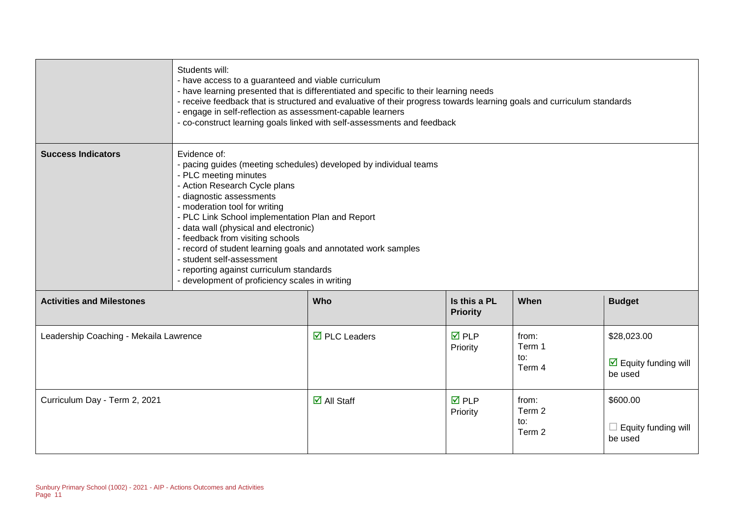| | |
|---|---|
| | Students will:<br>- have access to a guaranteed and viable curriculum<br>- have learning presented that is differentiated and specific to their learning needs<br>- receive feedback that is structured and evaluative of their progress towards learning goals and curriculum standards<br>- engage in self-reflection as assessment-capable learners<br>- co-construct learning goals linked with self-assessments and feedback |
| **Success Indicators** | Evidence of:<br>- pacing guides (meeting schedules) developed by individual teams<br>- PLC meeting minutes<br>- Action Research Cycle plans<br>- diagnostic assessments<br>- moderation tool for writing<br>- PLC Link School implementation Plan and Report<br>- data wall (physical and electronic)<br>- feedback from visiting schools<br>- record of student learning goals and annotated work samples<br>- student self-assessment<br>- reporting against curriculum standards<br>- development of proficiency scales in writing |

| **Activities and Milestones** | **Who** | **Is this a PL Priority** | **When** | **Budget** |
|---|---|---|---|---|
| Leadership Coaching - Mekaila Lawrence | ☑ PLC Leaders | ☑ PLP Priority | from: Term 1 to: Term 4 | $28,023.00<br>☑ Equity funding will be used |
| Curriculum Day - Term 2, 2021 | ☑ All Staff | ☑ PLP Priority | from: Term 2 to: Term 2 | $600.00<br>☐ Equity funding will be used |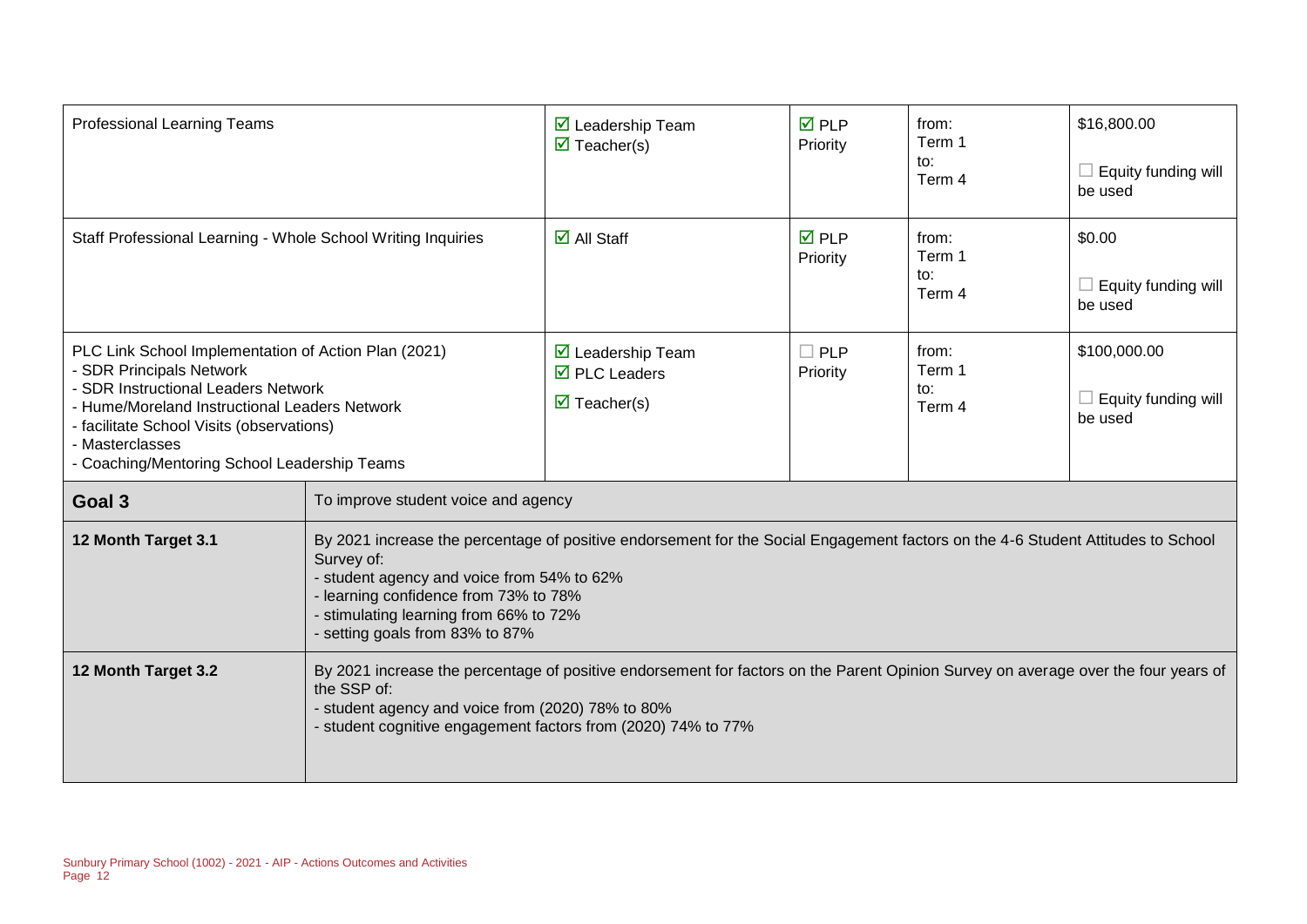| Professional Learning Teams | ☑ Leadership Team<br>☑ Teacher(s) | ☑ PLP Priority | from:<br>Term 1<br>to:<br>Term 4 | $16,800.00<br><br>☐ Equity funding will be used |
|---|---|---|---|---|
| Staff Professional Learning - Whole School Writing Inquiries | ☑ All Staff | ☑ PLP Priority | from:<br>Term 1<br>to:<br>Term 4 | $0.00<br><br>☐ Equity funding will be used |
| PLC Link School Implementation of Action Plan (2021)<br>- SDR Principals Network<br>- SDR Instructional Leaders Network<br>- Hume/Moreland Instructional Leaders Network<br>- facilitate School Visits (observations)<br>- Masterclasses<br>- Coaching/Mentoring School Leadership Teams | ☑ Leadership Team<br>☑ PLC Leaders<br>☑ Teacher(s) | ☐ PLP Priority | from:<br>Term 1<br>to:<br>Term 4 | $100,000.00<br><br>☐ Equity funding will be used |

| **Goal 3** | To improve student voice and agency |
|---|---|
| **12 Month Target 3.1** | By 2021 increase the percentage of positive endorsement for the Social Engagement factors on the 4-6 Student Attitudes to School Survey of:<br>- student agency and voice from 54% to 62%<br>- learning confidence from 73% to 78%<br>- stimulating learning from 66% to 72%<br>- setting goals from 83% to 87% |
| **12 Month Target 3.2** | By 2021 increase the percentage of positive endorsement for factors on the Parent Opinion Survey on average over the four years of the SSP of:<br>- student agency and voice from (2020) 78% to 80%<br>- student cognitive engagement factors from (2020) 74% to 77% |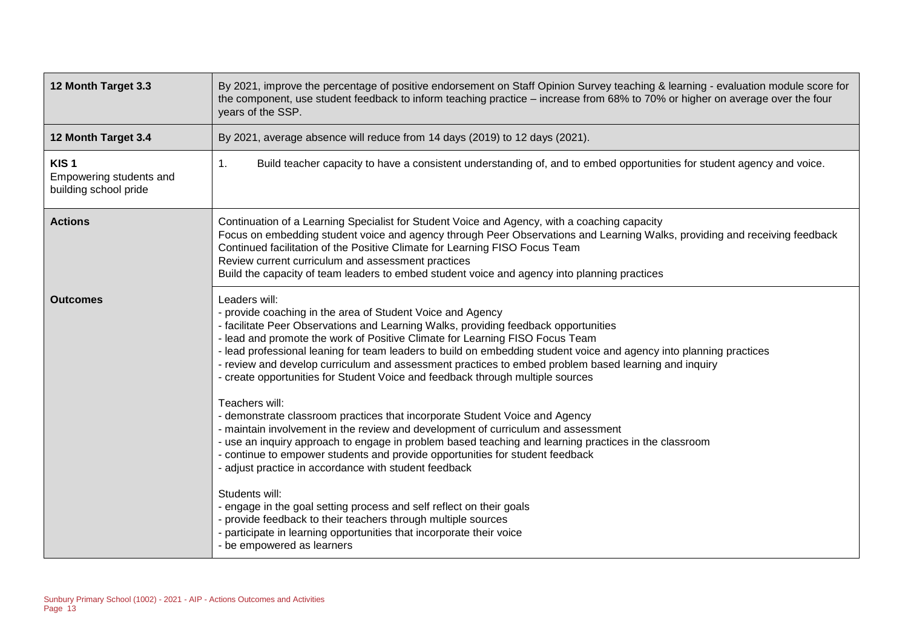| | |
|---|---|
| **12 Month Target 3.3** | By 2021, improve the percentage of positive endorsement on Staff Opinion Survey teaching & learning - evaluation module score for the component, use student feedback to inform teaching practice – increase from 68% to 70% or higher on average over the four years of the SSP. |
| **12 Month Target 3.4** | By 2021, average absence will reduce from 14 days (2019) to 12 days (2021). |
| **KIS 1** Empowering students and building school pride | 1. Build teacher capacity to have a consistent understanding of, and to embed opportunities for student agency and voice. |
| **Actions** | Continuation of a Learning Specialist for Student Voice and Agency, with a coaching capacity<br>Focus on embedding student voice and agency through Peer Observations and Learning Walks, providing and receiving feedback<br>Continued facilitation of the Positive Climate for Learning FISO Focus Team<br>Review current curriculum and assessment practices<br>Build the capacity of team leaders to embed student voice and agency into planning practices |
| **Outcomes** | Leaders will:<br>- provide coaching in the area of Student Voice and Agency<br>- facilitate Peer Observations and Learning Walks, providing feedback opportunities<br>- lead and promote the work of Positive Climate for Learning FISO Focus Team<br>- lead professional leaning for team leaders to build on embedding student voice and agency into planning practices<br>- review and develop curriculum and assessment practices to embed problem based learning and inquiry<br>- create opportunities for Student Voice and feedback through multiple sources<br><br>Teachers will:<br>- demonstrate classroom practices that incorporate Student Voice and Agency<br>- maintain involvement in the review and development of curriculum and assessment<br>- use an inquiry approach to engage in problem based teaching and learning practices in the classroom<br>- continue to empower students and provide opportunities for student feedback<br>- adjust practice in accordance with student feedback<br><br>Students will:<br>- engage in the goal setting process and self reflect on their goals<br>- provide feedback to their teachers through multiple sources<br>- participate in learning opportunities that incorporate their voice<br>- be empowered as learners |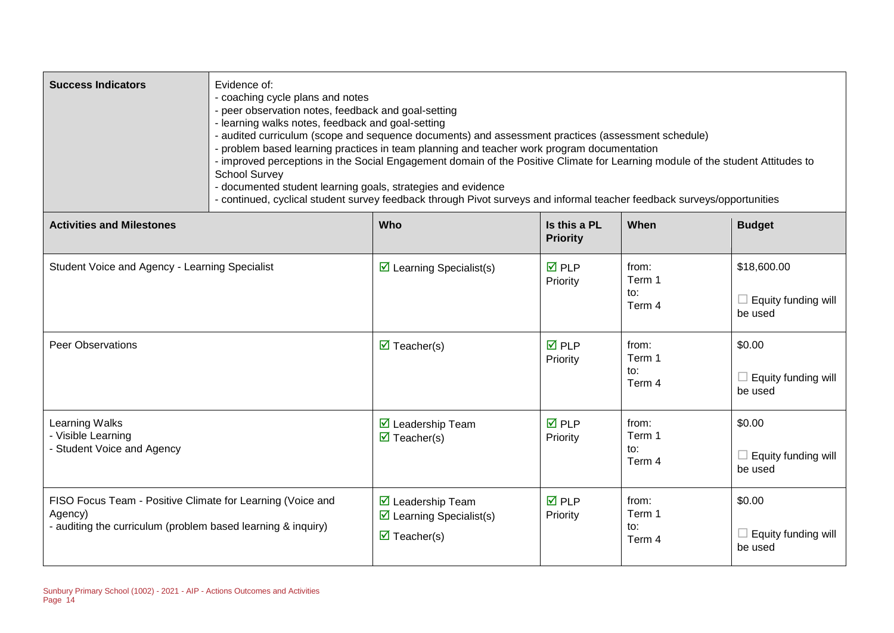| Success Indicators | Evidence of:<br>- coaching cycle plans and notes<br>- peer observation notes, feedback and goal-setting<br>- learning walks notes, feedback and goal-setting<br>- audited curriculum (scope and sequence documents) and assessment practices (assessment schedule)<br>- problem based learning practices in team planning and teacher work program documentation<br>- improved perceptions in the Social Engagement domain of the Positive Climate for Learning module of the student Attitudes to School Survey<br>- documented student learning goals, strategies and evidence<br>- continued, cyclical student survey feedback through Pivot surveys and informal teacher feedback surveys/opportunities |
|---|---|

| Activities and Milestones | Who | Is this a PL Priority | When | Budget |
|---|---|---|---|---|
| Student Voice and Agency - Learning Specialist | ☑ Learning Specialist(s) | ☑ PLP Priority | from: Term 1 to: Term 4 | $18,600.00<br>☐ Equity funding will be used |
| Peer Observations | ☑ Teacher(s) | ☑ PLP Priority | from: Term 1 to: Term 4 | $0.00<br>☐ Equity funding will be used |
| Learning Walks<br>- Visible Learning<br>- Student Voice and Agency | ☑ Leadership Team<br>☑ Teacher(s) | ☑ PLP Priority | from: Term 1 to: Term 4 | $0.00<br>☐ Equity funding will be used |
| FISO Focus Team - Positive Climate for Learning (Voice and Agency)<br>- auditing the curriculum (problem based learning & inquiry) | ☑ Leadership Team<br>☑ Learning Specialist(s)<br>☑ Teacher(s) | ☑ PLP Priority | from: Term 1 to: Term 4 | $0.00<br>☐ Equity funding will be used |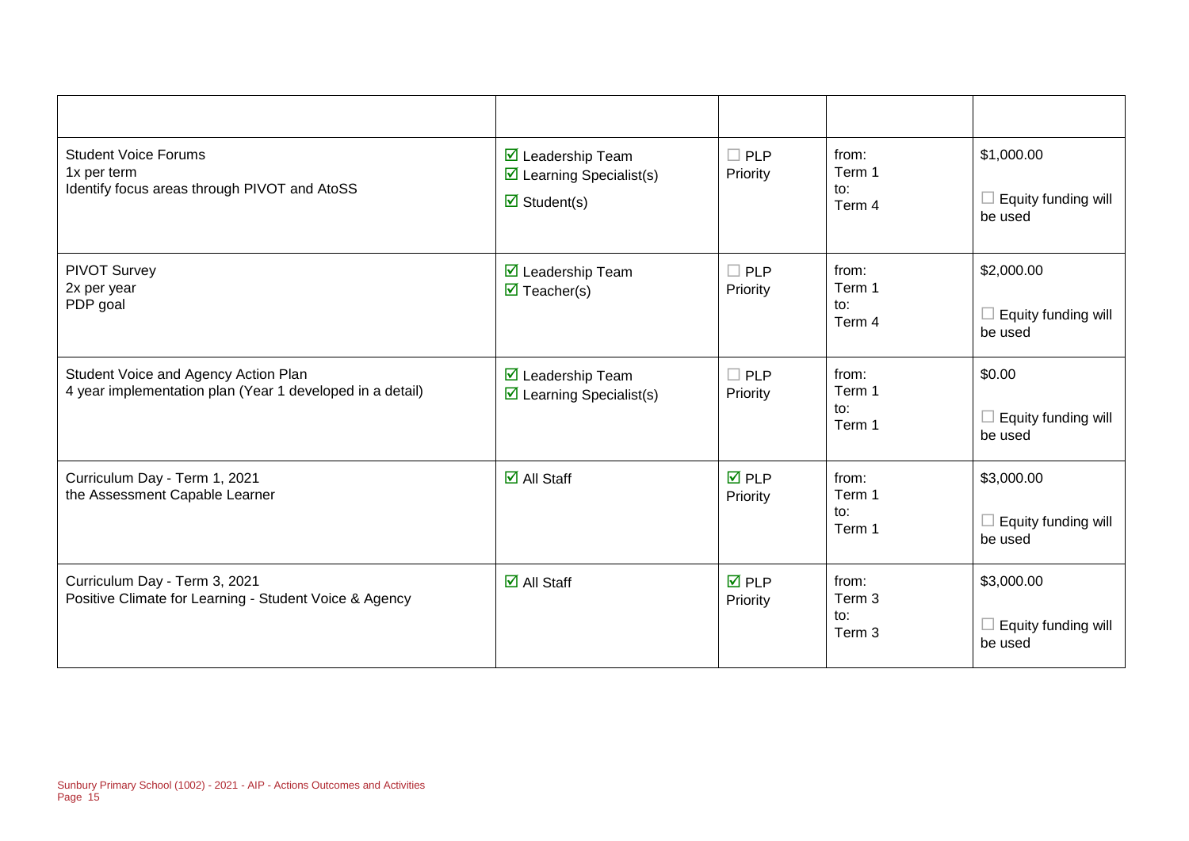| | | | | |
|---|---|---|---|---|
| Student Voice Forums<br>1x per term<br>Identify focus areas through PIVOT and AtoSS | ☑ Leadership Team<br>☑ Learning Specialist(s)<br>☑ Student(s) | ☐ PLP Priority | from:<br>Term 1<br>to:<br>Term 4 | $1,000.00<br><br>☐ Equity funding will be used |
| PIVOT Survey<br>2x per year<br>PDP goal | ☑ Leadership Team<br>☑ Teacher(s) | ☐ PLP Priority | from:<br>Term 1<br>to:<br>Term 4 | $2,000.00<br><br>☐ Equity funding will be used |
| Student Voice and Agency Action Plan<br>4 year implementation plan (Year 1 developed in a detail) | ☑ Leadership Team<br>☑ Learning Specialist(s) | ☐ PLP Priority | from:<br>Term 1<br>to:<br>Term 1 | $0.00<br><br>☐ Equity funding will be used |
| Curriculum Day - Term 1, 2021<br>the Assessment Capable Learner | ☑ All Staff | ☑ PLP Priority | from:<br>Term 1<br>to:<br>Term 1 | $3,000.00<br><br>☐ Equity funding will be used |
| Curriculum Day - Term 3, 2021<br>Positive Climate for Learning - Student Voice & Agency | ☑ All Staff | ☑ PLP Priority | from:<br>Term 3<br>to:<br>Term 3 | $3,000.00<br><br>☐ Equity funding will be used |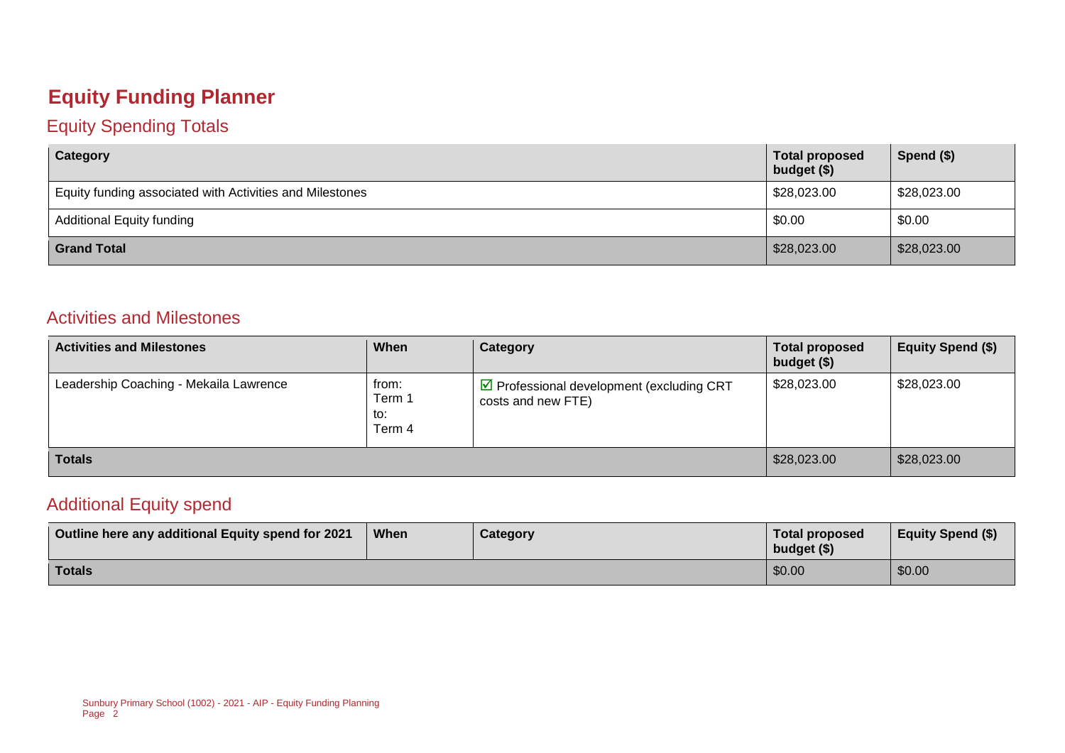# Equity Funding Planner

## Equity Spending Totals

| Category | Total proposed budget ($) | Spend ($) |
|---|---|---|
| Equity funding associated with Activities and Milestones | $28,023.00 | $28,023.00 |
| Additional Equity funding | $0.00 | $0.00 |
| **Grand Total** | $28,023.00 | $28,023.00 |

## Activities and Milestones

| Activities and Milestones | When | Category | Total proposed budget ($) | Equity Spend ($) |
|---|---|---|---|---|
| Leadership Coaching - Mekaila Lawrence | from: Term 1 to: Term 4 | ☑ Professional development (excluding CRT costs and new FTE) | $28,023.00 | $28,023.00 |
| **Totals** | | | $28,023.00 | $28,023.00 |

## Additional Equity spend

| Outline here any additional Equity spend for 2021 | When | Category | Total proposed budget ($) | Equity Spend ($) |
|---|---|---|---|---|
| **Totals** | | | $0.00 | $0.00 |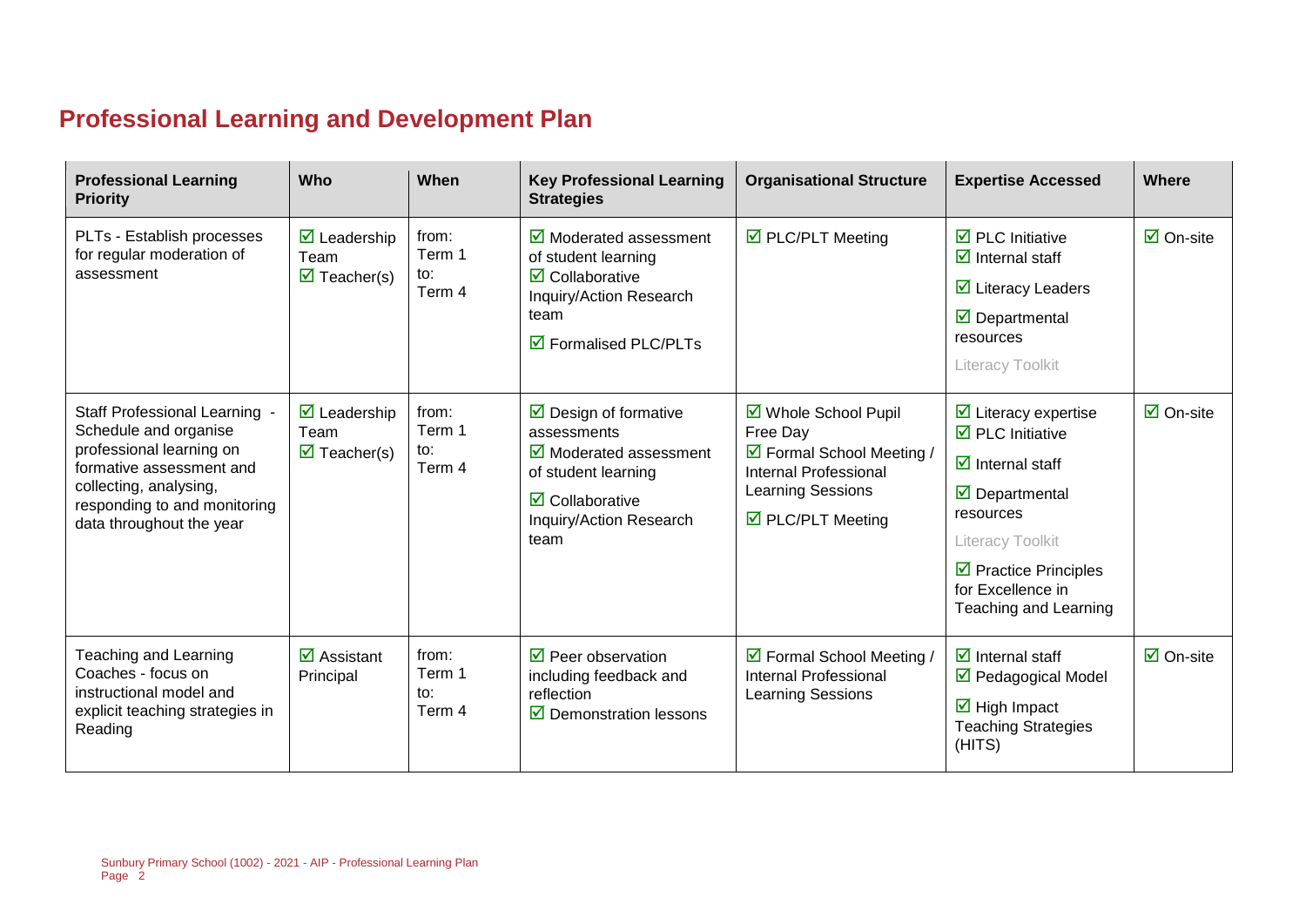# Professional Learning and Development Plan

| Professional Learning Priority | Who | When | Key Professional Learning Strategies | Organisational Structure | Expertise Accessed | Where |
|---|---|---|---|---|---|---|
| PLTs - Establish processes for regular moderation of assessment | ☑ Leadership Team<br>☑ Teacher(s) | from: Term 1<br>to: Term 4 | ☑ Moderated assessment of student learning<br>☑ Collaborative Inquiry/Action Research team<br>☑ Formalised PLC/PLTs | ☑ PLC/PLT Meeting | ☑ PLC Initiative<br>☑ Internal staff<br>☑ Literacy Leaders<br>☑ Departmental resources<br>Literacy Toolkit | ☑ On-site |
| Staff Professional Learning - Schedule and organise professional learning on formative assessment and collecting, analysing, responding to and monitoring data throughout the year | ☑ Leadership Team<br>☑ Teacher(s) | from: Term 1<br>to: Term 4 | ☑ Design of formative assessments<br>☑ Moderated assessment of student learning<br>☑ Collaborative Inquiry/Action Research team | ☑ Whole School Pupil Free Day<br>☑ Formal School Meeting / Internal Professional Learning Sessions<br>☑ PLC/PLT Meeting | ☑ Literacy expertise<br>☑ PLC Initiative<br>☑ Internal staff<br>☑ Departmental resources<br>Literacy Toolkit<br>☑ Practice Principles for Excellence in Teaching and Learning | ☑ On-site |
| Teaching and Learning Coaches - focus on instructional model and explicit teaching strategies in Reading | ☑ Assistant Principal | from: Term 1<br>to: Term 4 | ☑ Peer observation including feedback and reflection<br>☑ Demonstration lessons | ☑ Formal School Meeting / Internal Professional Learning Sessions | ☑ Internal staff<br>☑ Pedagogical Model<br>☑ High Impact Teaching Strategies (HITS) | ☑ On-site |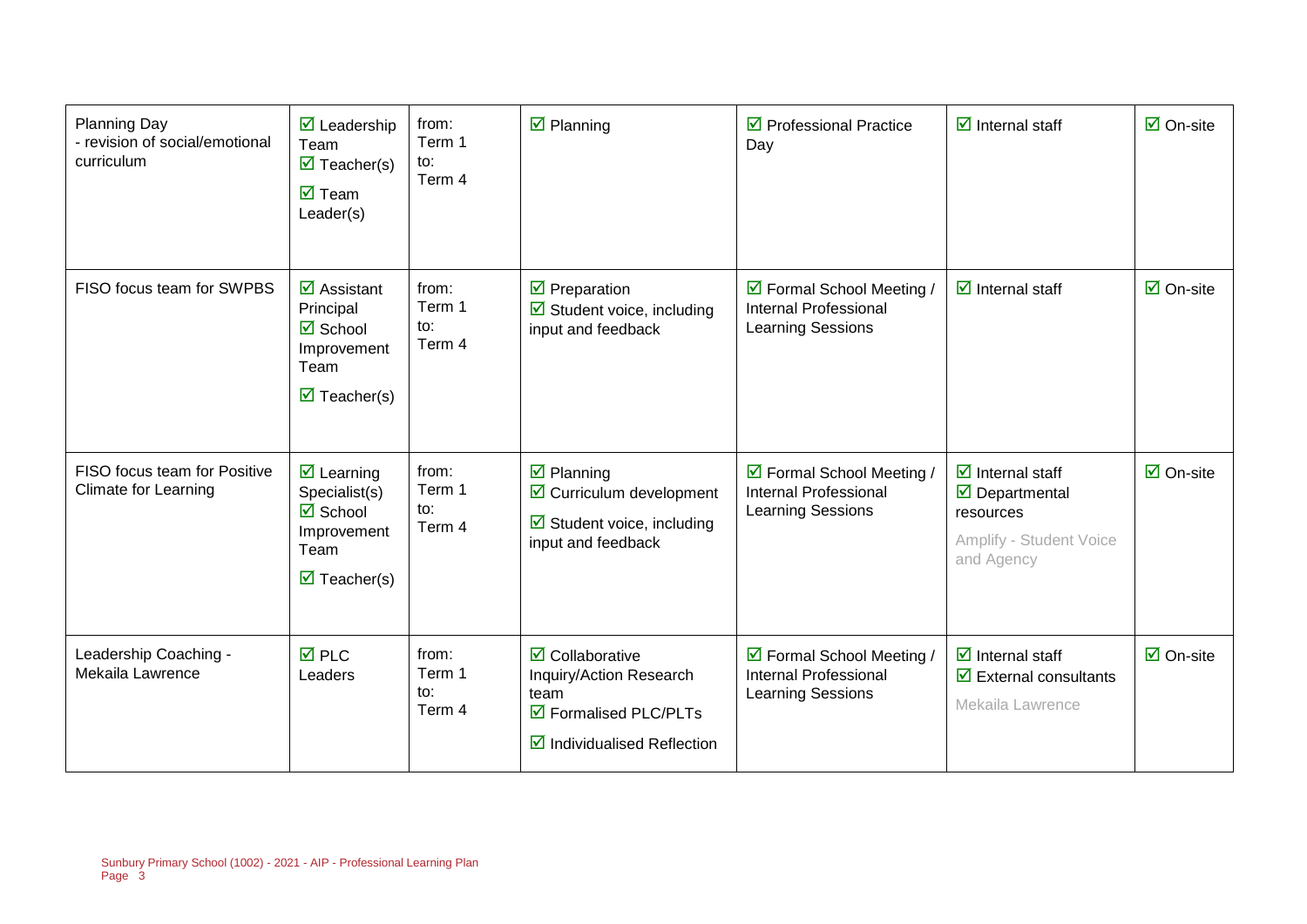| | | | | | | |
|---|---|---|---|---|---|---|
| Planning Day<br>- revision of social/emotional curriculum | ☑ Leadership Team<br>☑ Teacher(s)<br>☑ Team Leader(s) | from:<br>Term 1<br>to:<br>Term 4 | ☑ Planning | ☑ Professional Practice Day | ☑ Internal staff | ☑ On-site |
| FISO focus team for SWPBS | ☑ Assistant Principal<br>☑ School Improvement Team<br>☑ Teacher(s) | from:<br>Term 1<br>to:<br>Term 4 | ☑ Preparation<br>☑ Student voice, including input and feedback | ☑ Formal School Meeting / Internal Professional Learning Sessions | ☑ Internal staff | ☑ On-site |
| FISO focus team for Positive Climate for Learning | ☑ Learning Specialist(s)<br>☑ School Improvement Team<br>☑ Teacher(s) | from:<br>Term 1<br>to:<br>Term 4 | ☑ Planning<br>☑ Curriculum development<br>☑ Student voice, including input and feedback | ☑ Formal School Meeting / Internal Professional Learning Sessions | ☑ Internal staff<br>☑ Departmental resources<br>Amplify - Student Voice and Agency | ☑ On-site |
| Leadership Coaching - Mekaila Lawrence | ☑ PLC Leaders | from:<br>Term 1<br>to:<br>Term 4 | ☑ Collaborative Inquiry/Action Research team<br>☑ Formalised PLC/PLTs<br>☑ Individualised Reflection | ☑ Formal School Meeting / Internal Professional Learning Sessions | ☑ Internal staff<br>☑ External consultants<br>Mekaila Lawrence | ☑ On-site |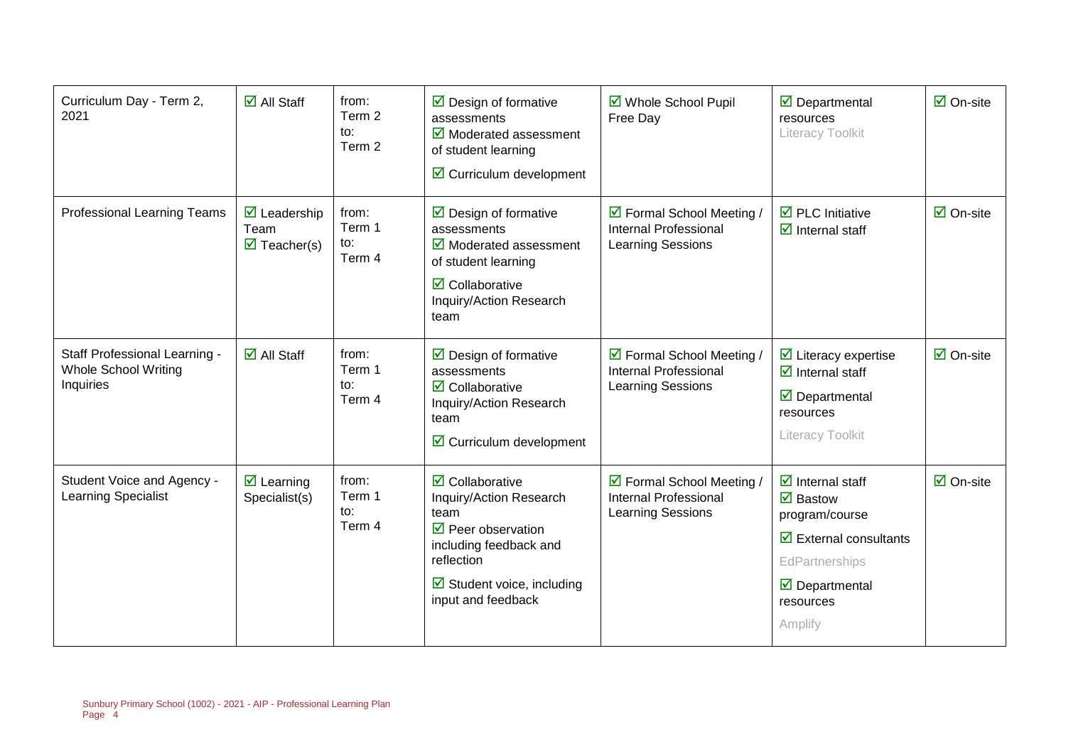| | | | | | | |
|---|---|---|---|---|---|---|
| Curriculum Day - Term 2, 2021 | ☑ All Staff | from: Term 2 to: Term 2 | ☑ Design of formative assessments ☑ Moderated assessment of student learning ☑ Curriculum development | ☑ Whole School Pupil Free Day | ☑ Departmental resources Literacy Toolkit | ☑ On-site |
| Professional Learning Teams | ☑ Leadership Team ☑ Teacher(s) | from: Term 1 to: Term 4 | ☑ Design of formative assessments ☑ Moderated assessment of student learning ☑ Collaborative Inquiry/Action Research team | ☑ Formal School Meeting / Internal Professional Learning Sessions | ☑ PLC Initiative ☑ Internal staff | ☑ On-site |
| Staff Professional Learning - Whole School Writing Inquiries | ☑ All Staff | from: Term 1 to: Term 4 | ☑ Design of formative assessments ☑ Collaborative Inquiry/Action Research team ☑ Curriculum development | ☑ Formal School Meeting / Internal Professional Learning Sessions | ☑ Literacy expertise ☑ Internal staff ☑ Departmental resources Literacy Toolkit | ☑ On-site |
| Student Voice and Agency - Learning Specialist | ☑ Learning Specialist(s) | from: Term 1 to: Term 4 | ☑ Collaborative Inquiry/Action Research team ☑ Peer observation including feedback and reflection ☑ Student voice, including input and feedback | ☑ Formal School Meeting / Internal Professional Learning Sessions | ☑ Internal staff ☑ Bastow program/course ☑ External consultants EdPartnerships ☑ Departmental resources Amplify | ☑ On-site |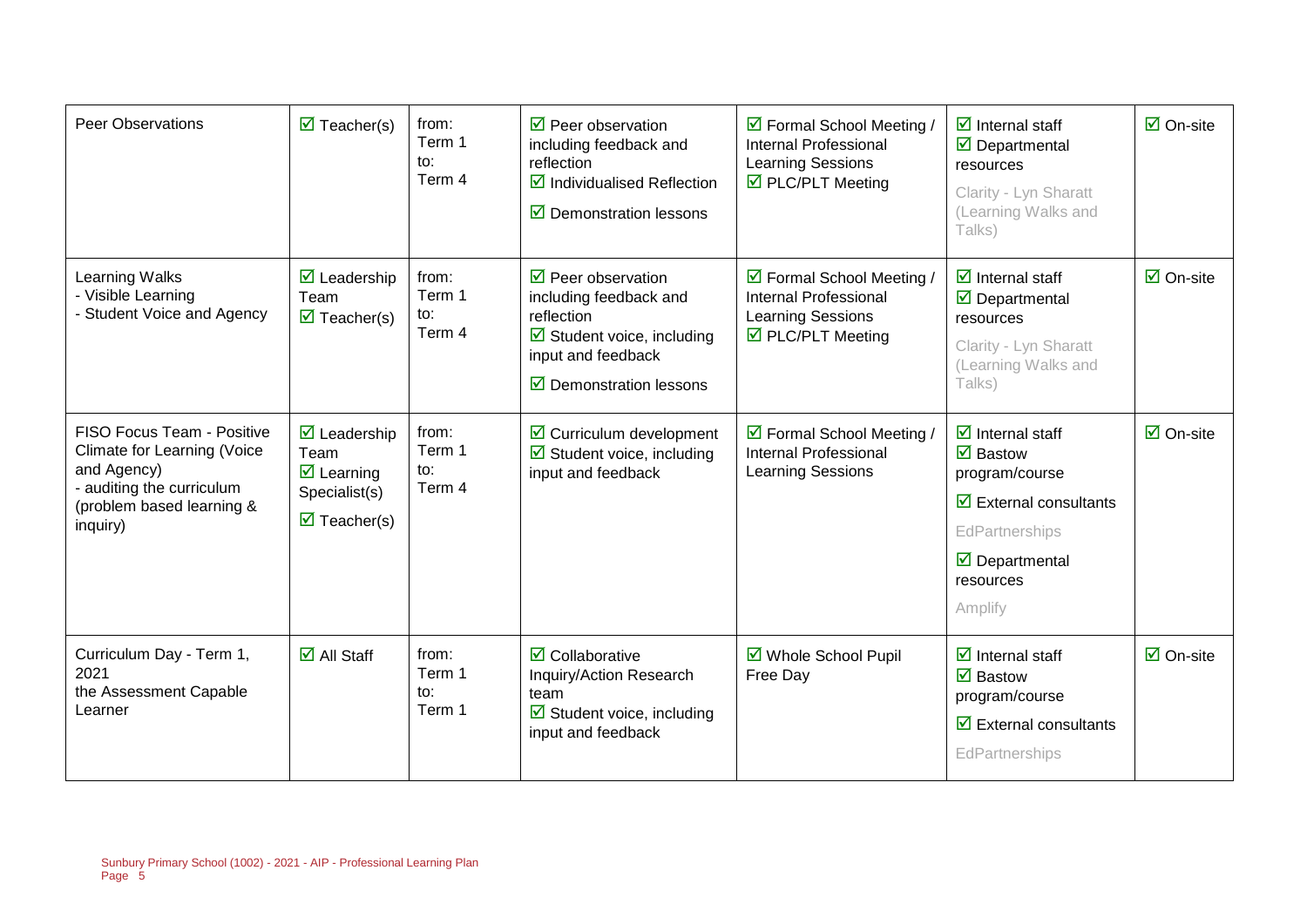| | | | | | | |
|---|---|---|---|---|---|---|
| Peer Observations | ☑ Teacher(s) | from: Term 1 to: Term 4 | ☑ Peer observation including feedback and reflection ☑ Individualised Reflection ☑ Demonstration lessons | ☑ Formal School Meeting / Internal Professional Learning Sessions ☑ PLC/PLT Meeting | ☑ Internal staff ☑ Departmental resources Clarity - Lyn Sharatt (Learning Walks and Talks) | ☑ On-site |
| Learning Walks - Visible Learning - Student Voice and Agency | ☑ Leadership Team ☑ Teacher(s) | from: Term 1 to: Term 4 | ☑ Peer observation including feedback and reflection ☑ Student voice, including input and feedback ☑ Demonstration lessons | ☑ Formal School Meeting / Internal Professional Learning Sessions ☑ PLC/PLT Meeting | ☑ Internal staff ☑ Departmental resources Clarity - Lyn Sharatt (Learning Walks and Talks) | ☑ On-site |
| FISO Focus Team - Positive Climate for Learning (Voice and Agency) - auditing the curriculum (problem based learning & inquiry) | ☑ Leadership Team ☑ Learning Specialist(s) ☑ Teacher(s) | from: Term 1 to: Term 4 | ☑ Curriculum development ☑ Student voice, including input and feedback | ☑ Formal School Meeting / Internal Professional Learning Sessions | ☑ Internal staff ☑ Bastow program/course ☑ External consultants EdPartnerships ☑ Departmental resources Amplify | ☑ On-site |
| Curriculum Day - Term 1, 2021 the Assessment Capable Learner | ☑ All Staff | from: Term 1 to: Term 1 | ☑ Collaborative Inquiry/Action Research team ☑ Student voice, including input and feedback | ☑ Whole School Pupil Free Day | ☑ Internal staff ☑ Bastow program/course ☑ External consultants EdPartnerships | ☑ On-site |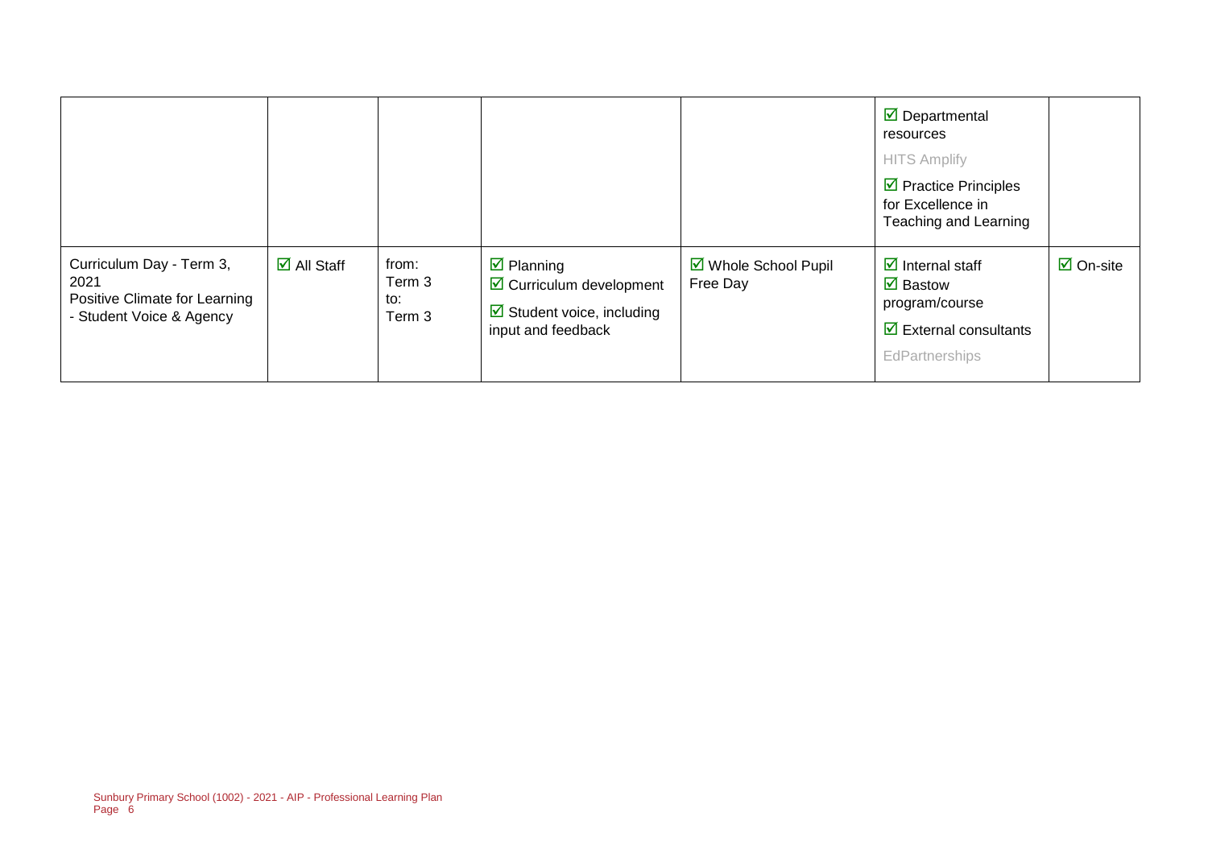| | | | | | | |
|---|---|---|---|---|---|---|
| | | | | | ☑ Departmental resources<br>HITS Amplify<br>☑ Practice Principles for Excellence in Teaching and Learning | |
| Curriculum Day - Term 3, 2021<br>Positive Climate for Learning - Student Voice & Agency | ☑ All Staff | from:<br>Term 3<br>to:<br>Term 3 | ☑ Planning<br>☑ Curriculum development<br>☑ Student voice, including input and feedback | ☑ Whole School Pupil Free Day | ☑ Internal staff<br>☑ Bastow program/course<br>☑ External consultants<br>EdPartnerships | ☑ On-site |